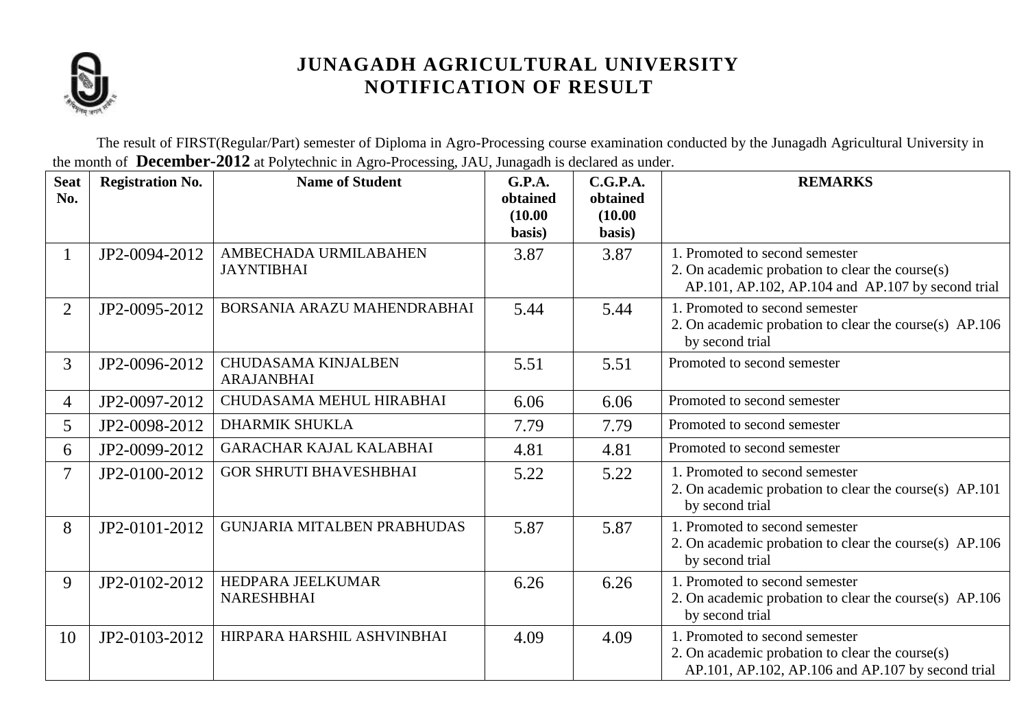# JUNAGADH AGRICULTURAL UNIVERSITY
## NOTIFICATION OF RESULT

The result of FIRST(Regular/Part) semester of Diploma in Agro-Processing course examination conducted by the Junagadh Agricultural University in the month of **December-2012** at Polytechnic in Agro-Processing, JAU, Junagadh is declared as under.

| Seat No. | Registration No. | Name of Student | G.P.A. obtained (10.00 basis) | C.G.P.A. obtained (10.00 basis) | REMARKS |
|---|---|---|---|---|---|
| 1 | JP2-0094-2012 | AMBECHADA URMILABAHEN JAYNTIBHAI | 3.87 | 3.87 | 1. Promoted to second semester<br>2. On academic probation to clear the course(s) AP.101, AP.102, AP.104 and AP.107 by second trial |
| 2 | JP2-0095-2012 | BORSANIA ARAZU MAHENDRABHAI | 5.44 | 5.44 | 1. Promoted to second semester<br>2. On academic probation to clear the course(s) AP.106 by second trial |
| 3 | JP2-0096-2012 | CHUDASAMA KINJALBEN ARAJANBHAI | 5.51 | 5.51 | Promoted to second semester |
| 4 | JP2-0097-2012 | CHUDASAMA MEHUL HIRABHAI | 6.06 | 6.06 | Promoted to second semester |
| 5 | JP2-0098-2012 | DHARMIK SHUKLA | 7.79 | 7.79 | Promoted to second semester |
| 6 | JP2-0099-2012 | GARACHAR KAJAL KALABHAI | 4.81 | 4.81 | Promoted to second semester |
| 7 | JP2-0100-2012 | GOR SHRUTI BHAVESHBHAI | 5.22 | 5.22 | 1. Promoted to second semester<br>2. On academic probation to clear the course(s) AP.101 by second trial |
| 8 | JP2-0101-2012 | GUNJARIA MITALBEN PRABHUDAS | 5.87 | 5.87 | 1. Promoted to second semester<br>2. On academic probation to clear the course(s) AP.106 by second trial |
| 9 | JP2-0102-2012 | HEDPARA JEELKUMAR NARESHBHAI | 6.26 | 6.26 | 1. Promoted to second semester<br>2. On academic probation to clear the course(s) AP.106 by second trial |
| 10 | JP2-0103-2012 | HIRPARA HARSHIL ASHVINBHAI | 4.09 | 4.09 | 1. Promoted to second semester<br>2. On academic probation to clear the course(s) AP.101, AP.102, AP.106 and AP.107 by second trial |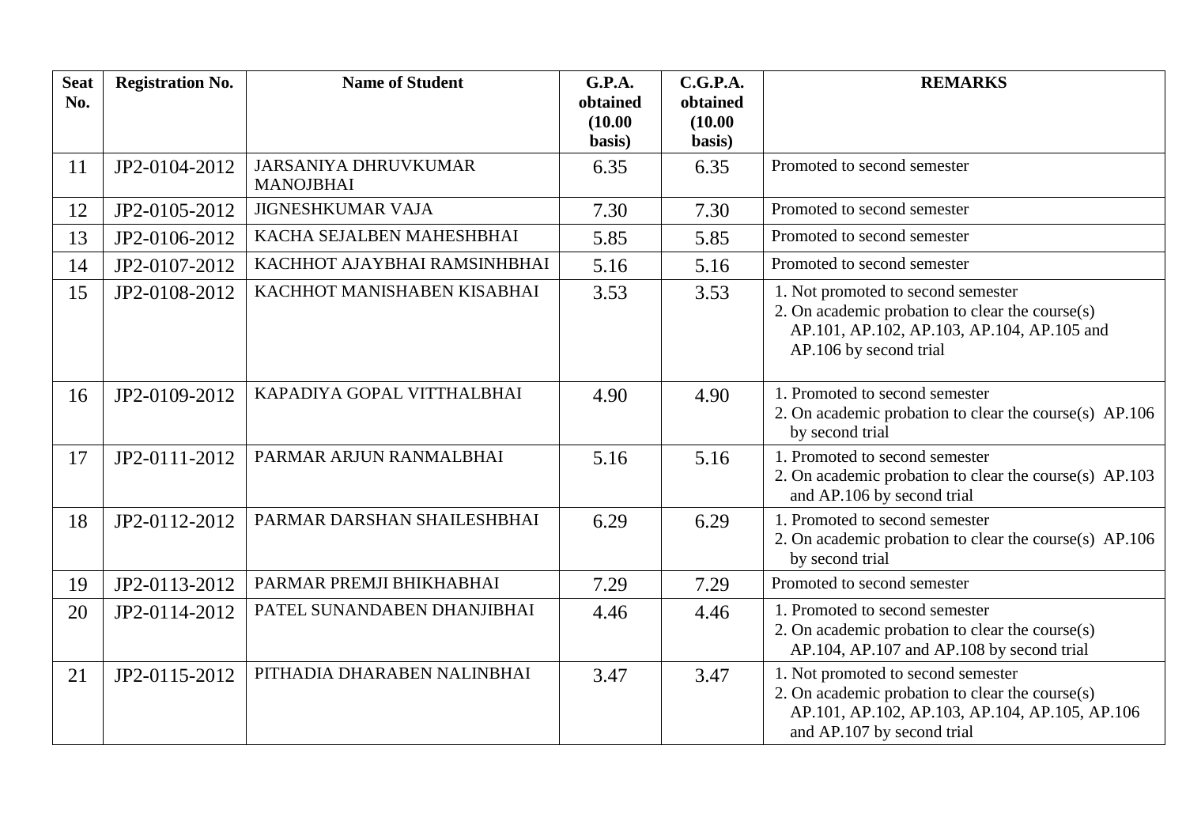| Seat No. | Registration No. | Name of Student | G.P.A. obtained (10.00 basis) | C.G.P.A. obtained (10.00 basis) | REMARKS |
|---|---|---|---|---|---|
| 11 | JP2-0104-2012 | JARSANIYA DHRUVKUMAR MANOJBHAI | 6.35 | 6.35 | Promoted to second semester |
| 12 | JP2-0105-2012 | JIGNESHKUMAR VAJA | 7.30 | 7.30 | Promoted to second semester |
| 13 | JP2-0106-2012 | KACHA SEJALBEN MAHESHBHAI | 5.85 | 5.85 | Promoted to second semester |
| 14 | JP2-0107-2012 | KACHHOT AJAYBHAI RAMSINHBHAI | 5.16 | 5.16 | Promoted to second semester |
| 15 | JP2-0108-2012 | KACHHOT MANISHABEN KISABHAI | 3.53 | 3.53 | 1. Not promoted to second semester<br>2. On academic probation to clear the course(s) AP.101, AP.102, AP.103, AP.104, AP.105 and AP.106 by second trial |
| 16 | JP2-0109-2012 | KAPADIYA GOPAL VITTHALBHAI | 4.90 | 4.90 | 1. Promoted to second semester<br>2. On academic probation to clear the course(s) AP.106 by second trial |
| 17 | JP2-0111-2012 | PARMAR ARJUN RANMALBHAI | 5.16 | 5.16 | 1. Promoted to second semester<br>2. On academic probation to clear the course(s) AP.103 and AP.106 by second trial |
| 18 | JP2-0112-2012 | PARMAR DARSHAN SHAILESHBHAI | 6.29 | 6.29 | 1. Promoted to second semester<br>2. On academic probation to clear the course(s) AP.106 by second trial |
| 19 | JP2-0113-2012 | PARMAR PREMJI BHIKHABHAI | 7.29 | 7.29 | Promoted to second semester |
| 20 | JP2-0114-2012 | PATEL SUNANDABEN DHANJIBHAI | 4.46 | 4.46 | 1. Promoted to second semester<br>2. On academic probation to clear the course(s) AP.104, AP.107 and AP.108 by second trial |
| 21 | JP2-0115-2012 | PITHADIA DHARABEN NALINBHAI | 3.47 | 3.47 | 1. Not promoted to second semester<br>2. On academic probation to clear the course(s) AP.101, AP.102, AP.103, AP.104, AP.105, AP.106 and AP.107 by second trial |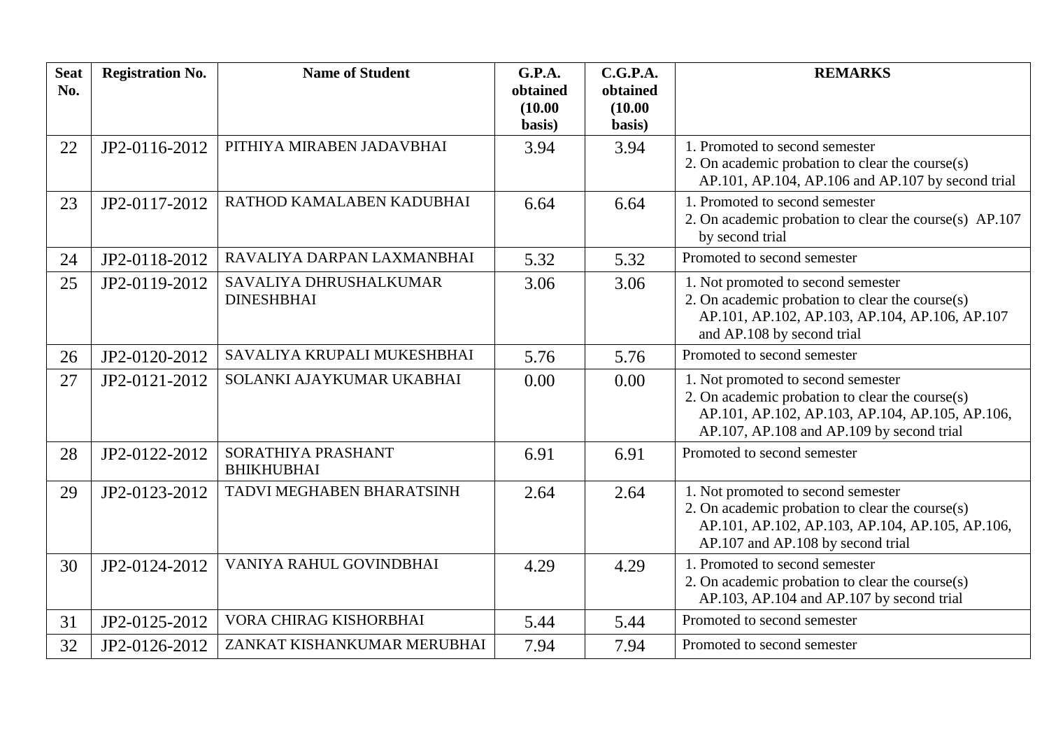| Seat No. | Registration No. | Name of Student | G.P.A. obtained (10.00 basis) | C.G.P.A. obtained (10.00 basis) | REMARKS |
|---|---|---|---|---|---|
| 22 | JP2-0116-2012 | PITHIYA MIRABEN JADAVBHAI | 3.94 | 3.94 | 1. Promoted to second semester<br>2. On academic probation to clear the course(s) AP.101, AP.104, AP.106 and AP.107 by second trial |
| 23 | JP2-0117-2012 | RATHOD KAMALABEN KADUBHAI | 6.64 | 6.64 | 1. Promoted to second semester<br>2. On academic probation to clear the course(s) AP.107 by second trial |
| 24 | JP2-0118-2012 | RAVALIYA DARPAN LAXMANBHAI | 5.32 | 5.32 | Promoted to second semester |
| 25 | JP2-0119-2012 | SAVALIYA DHRUSHALKUMAR DINESHBHAI | 3.06 | 3.06 | 1. Not promoted to second semester<br>2. On academic probation to clear the course(s) AP.101, AP.102, AP.103, AP.104, AP.106, AP.107 and AP.108 by second trial |
| 26 | JP2-0120-2012 | SAVALIYA KRUPALI MUKESHBHAI | 5.76 | 5.76 | Promoted to second semester |
| 27 | JP2-0121-2012 | SOLANKI AJAYKUMAR UKABHAI | 0.00 | 0.00 | 1. Not promoted to second semester<br>2. On academic probation to clear the course(s) AP.101, AP.102, AP.103, AP.104, AP.105, AP.106, AP.107, AP.108 and AP.109 by second trial |
| 28 | JP2-0122-2012 | SORATHIYA PRASHANT BHIKHUBHAI | 6.91 | 6.91 | Promoted to second semester |
| 29 | JP2-0123-2012 | TADVI MEGHABEN BHARATSINH | 2.64 | 2.64 | 1. Not promoted to second semester<br>2. On academic probation to clear the course(s) AP.101, AP.102, AP.103, AP.104, AP.105, AP.106, AP.107 and AP.108 by second trial |
| 30 | JP2-0124-2012 | VANIYA RAHUL GOVINDBHAI | 4.29 | 4.29 | 1. Promoted to second semester<br>2. On academic probation to clear the course(s) AP.103, AP.104 and AP.107 by second trial |
| 31 | JP2-0125-2012 | VORA CHIRAG KISHORBHAI | 5.44 | 5.44 | Promoted to second semester |
| 32 | JP2-0126-2012 | ZANKAT KISHANKUMAR MERUBHAI | 7.94 | 7.94 | Promoted to second semester |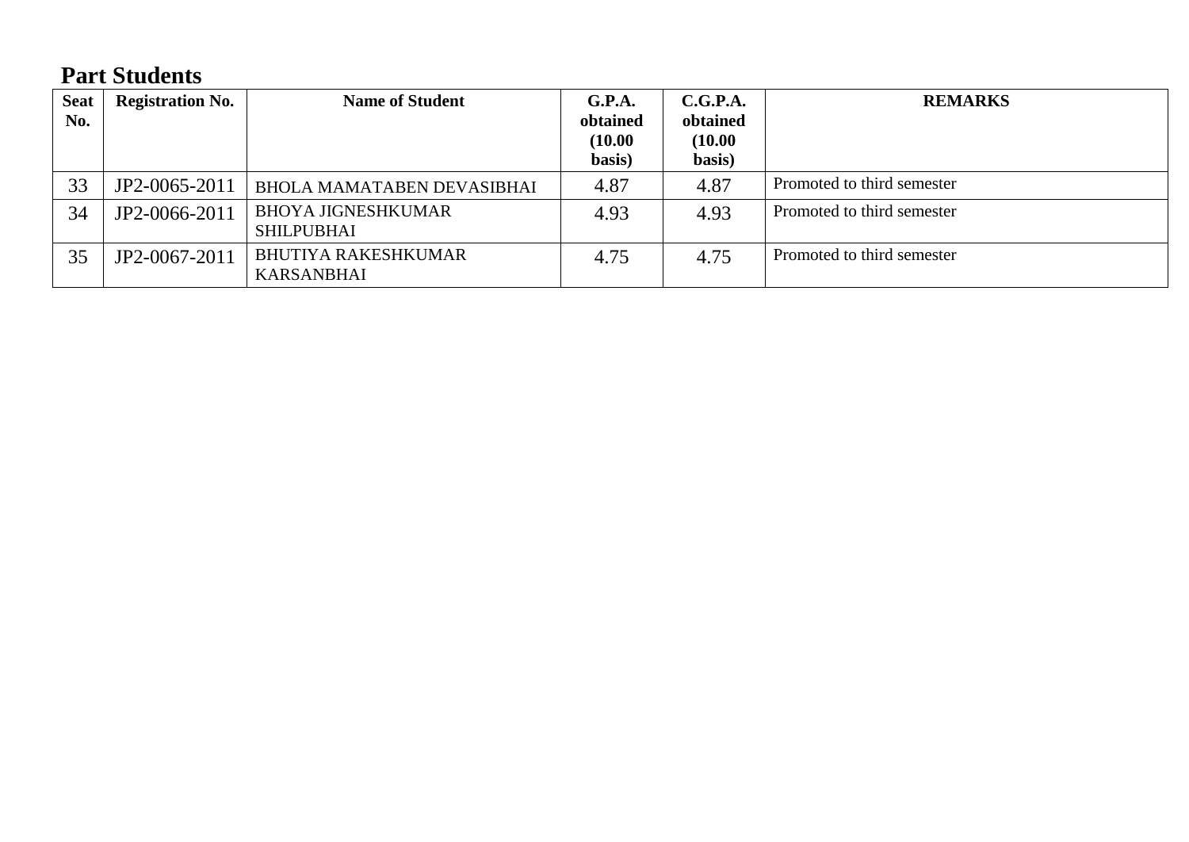## Part Students

| Seat No. | Registration No. | Name of Student | G.P.A. obtained (10.00 basis) | C.G.P.A. obtained (10.00 basis) | REMARKS |
|---|---|---|---|---|---|
| 33 | JP2-0065-2011 | BHOLA MAMATABEN DEVASIBHAI | 4.87 | 4.87 | Promoted to third semester |
| 34 | JP2-0066-2011 | BHOYA JIGNESHKUMAR SHILPUBHAI | 4.93 | 4.93 | Promoted to third semester |
| 35 | JP2-0067-2011 | BHUTIYA RAKESHKUMAR KARSANBHAI | 4.75 | 4.75 | Promoted to third semester |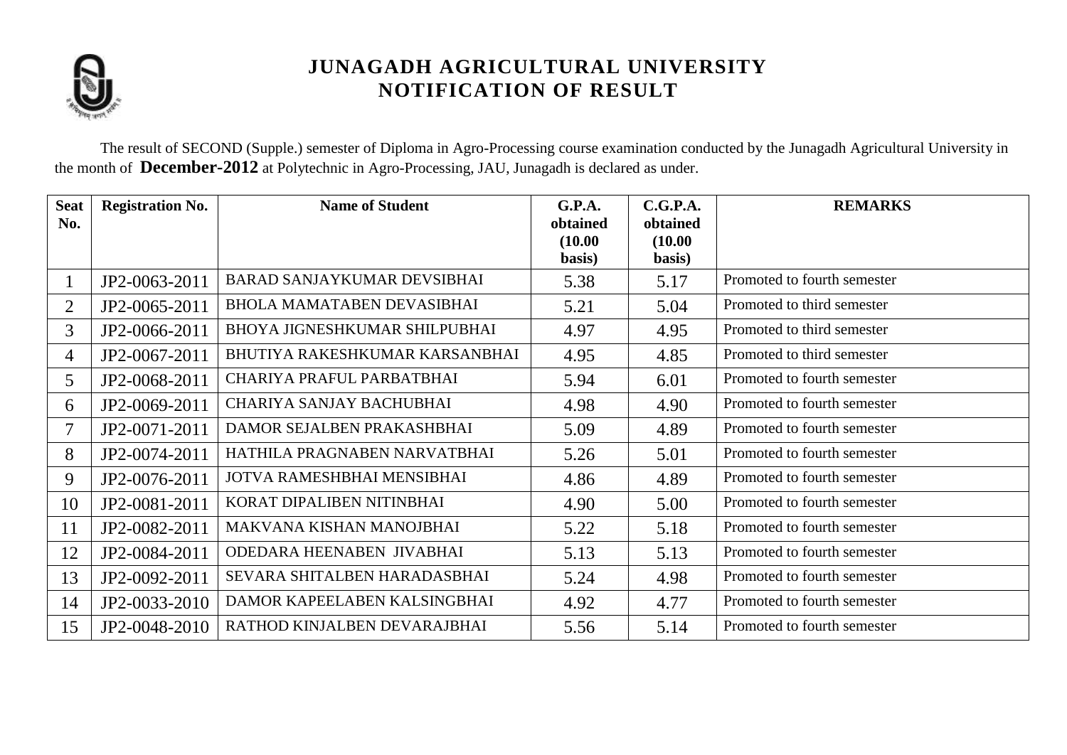# JUNAGADH AGRICULTURAL UNIVERSITY
## NOTIFICATION OF RESULT

The result of SECOND (Supple.) semester of Diploma in Agro-Processing course examination conducted by the Junagadh Agricultural University in the month of **December-2012** at Polytechnic in Agro-Processing, JAU, Junagadh is declared as under.

| Seat No. | Registration No. | Name of Student | G.P.A. obtained (10.00 basis) | C.G.P.A. obtained (10.00 basis) | REMARKS |
|---|---|---|---|---|---|
| 1 | JP2-0063-2011 | BARAD SANJAYKUMAR DEVSIBHAI | 5.38 | 5.17 | Promoted to fourth semester |
| 2 | JP2-0065-2011 | BHOLA MAMATABEN DEVASIBHAI | 5.21 | 5.04 | Promoted to third semester |
| 3 | JP2-0066-2011 | BHOYA JIGNESHKUMAR SHILPUBHAI | 4.97 | 4.95 | Promoted to third semester |
| 4 | JP2-0067-2011 | BHUTIYA RAKESHKUMAR KARSANBHAI | 4.95 | 4.85 | Promoted to third semester |
| 5 | JP2-0068-2011 | CHARIYA PRAFUL PARBATBHAI | 5.94 | 6.01 | Promoted to fourth semester |
| 6 | JP2-0069-2011 | CHARIYA SANJAY BACHUBHAI | 4.98 | 4.90 | Promoted to fourth semester |
| 7 | JP2-0071-2011 | DAMOR SEJALBEN PRAKASHBHAI | 5.09 | 4.89 | Promoted to fourth semester |
| 8 | JP2-0074-2011 | HATHILA PRAGNABEN NARVATBHAI | 5.26 | 5.01 | Promoted to fourth semester |
| 9 | JP2-0076-2011 | JOTVA RAMESHBHAI MENSIBHAI | 4.86 | 4.89 | Promoted to fourth semester |
| 10 | JP2-0081-2011 | KORAT DIPALIBEN NITINBHAI | 4.90 | 5.00 | Promoted to fourth semester |
| 11 | JP2-0082-2011 | MAKVANA KISHAN MANOJBHAI | 5.22 | 5.18 | Promoted to fourth semester |
| 12 | JP2-0084-2011 | ODEDARA HEENABEN JIVABHAI | 5.13 | 5.13 | Promoted to fourth semester |
| 13 | JP2-0092-2011 | SEVARA SHITALBEN HARADASBHAI | 5.24 | 4.98 | Promoted to fourth semester |
| 14 | JP2-0033-2010 | DAMOR KAPEELABEN KALSINGBHAI | 4.92 | 4.77 | Promoted to fourth semester |
| 15 | JP2-0048-2010 | RATHOD KINJALBEN DEVARAJBHAI | 5.56 | 5.14 | Promoted to fourth semester |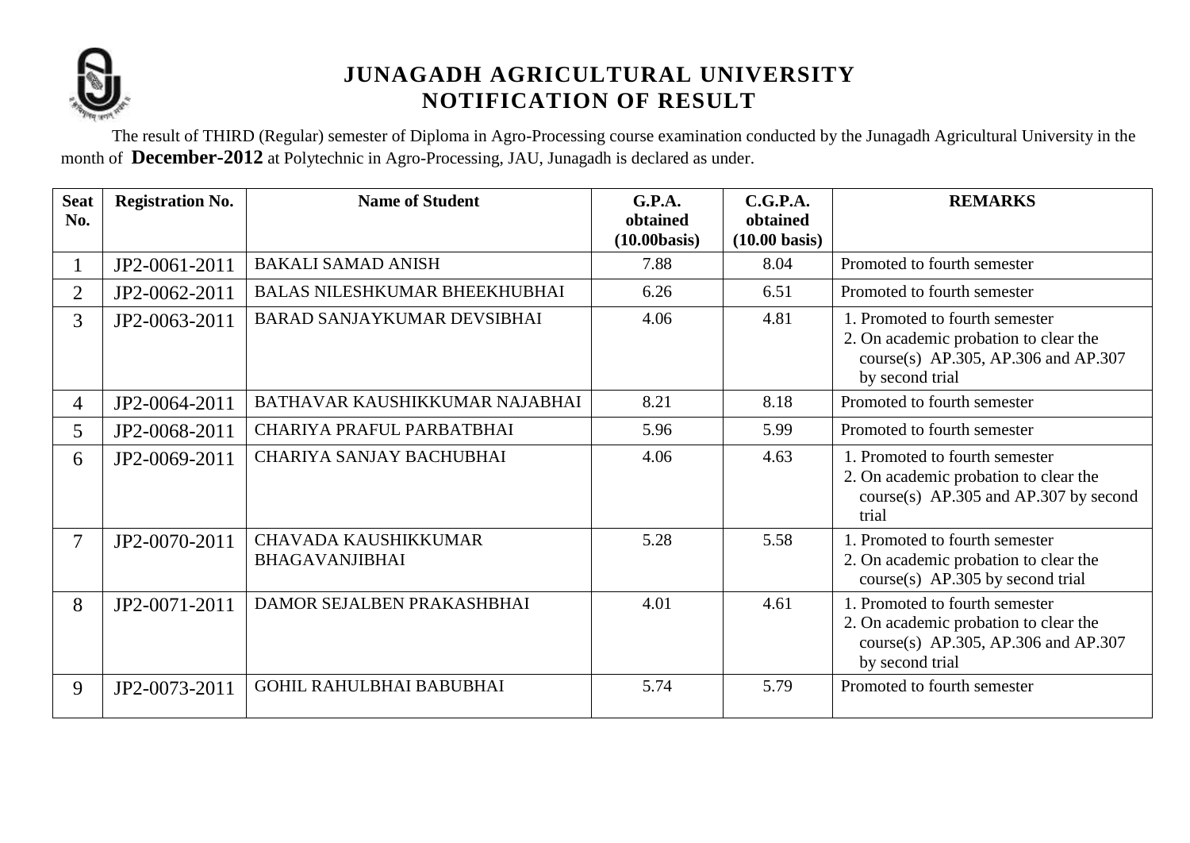# JUNAGADH AGRICULTURAL UNIVERSITY
## NOTIFICATION OF RESULT

The result of THIRD (Regular) semester of Diploma in Agro-Processing course examination conducted by the Junagadh Agricultural University in the month of **December-2012** at Polytechnic in Agro-Processing, JAU, Junagadh is declared as under.

| Seat No. | Registration No. | Name of Student | G.P.A. obtained (10.00basis) | C.G.P.A. obtained (10.00 basis) | REMARKS |
|---|---|---|---|---|---|
| 1 | JP2-0061-2011 | BAKALI SAMAD ANISH | 7.88 | 8.04 | Promoted to fourth semester |
| 2 | JP2-0062-2011 | BALAS NILESHKUMAR BHEEKHUBHAI | 6.26 | 6.51 | Promoted to fourth semester |
| 3 | JP2-0063-2011 | BARAD SANJAYKUMAR DEVSIBHAI | 4.06 | 4.81 | 1. Promoted to fourth semester 2. On academic probation to clear the course(s) AP.305, AP.306 and AP.307 by second trial |
| 4 | JP2-0064-2011 | BATHAVAR KAUSHIKKUMAR NAJABHAI | 8.21 | 8.18 | Promoted to fourth semester |
| 5 | JP2-0068-2011 | CHARIYA PRAFUL PARBATBHAI | 5.96 | 5.99 | Promoted to fourth semester |
| 6 | JP2-0069-2011 | CHARIYA SANJAY BACHUBHAI | 4.06 | 4.63 | 1. Promoted to fourth semester 2. On academic probation to clear the course(s) AP.305 and AP.307 by second trial |
| 7 | JP2-0070-2011 | CHAVADA KAUSHIKKUMAR BHAGAVANJIBHAI | 5.28 | 5.58 | 1. Promoted to fourth semester 2. On academic probation to clear the course(s) AP.305 by second trial |
| 8 | JP2-0071-2011 | DAMOR SEJALBEN PRAKASHBHAI | 4.01 | 4.61 | 1. Promoted to fourth semester 2. On academic probation to clear the course(s) AP.305, AP.306 and AP.307 by second trial |
| 9 | JP2-0073-2011 | GOHIL RAHULBHAI BABUBHAI | 5.74 | 5.79 | Promoted to fourth semester |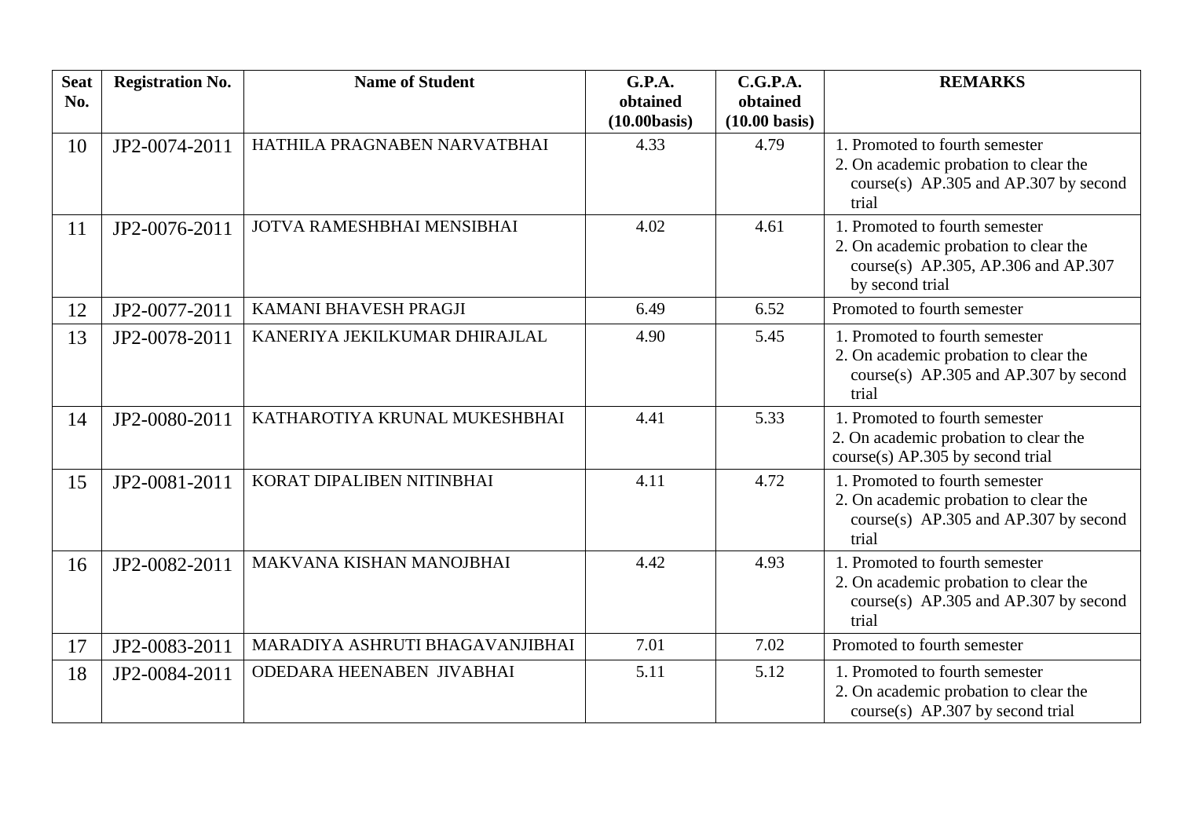| Seat No. | Registration No. | Name of Student | G.P.A. obtained (10.00basis) | C.G.P.A. obtained (10.00 basis) | REMARKS |
|---|---|---|---|---|---|
| 10 | JP2-0074-2011 | HATHILA PRAGNABEN NARVATBHAI | 4.33 | 4.79 | 1. Promoted to fourth semester<br>2. On academic probation to clear the course(s) AP.305 and AP.307 by second trial |
| 11 | JP2-0076-2011 | JOTVA RAMESHBHAI MENSIBHAI | 4.02 | 4.61 | 1. Promoted to fourth semester<br>2. On academic probation to clear the course(s) AP.305, AP.306 and AP.307 by second trial |
| 12 | JP2-0077-2011 | KAMANI BHAVESH PRAGJI | 6.49 | 6.52 | Promoted to fourth semester |
| 13 | JP2-0078-2011 | KANERIYA JEKILKUMAR DHIRAJLAL | 4.90 | 5.45 | 1. Promoted to fourth semester<br>2. On academic probation to clear the course(s) AP.305 and AP.307 by second trial |
| 14 | JP2-0080-2011 | KATHAROTIYA KRUNAL MUKESHBHAI | 4.41 | 5.33 | 1. Promoted to fourth semester<br>2. On academic probation to clear the course(s) AP.305 by second trial |
| 15 | JP2-0081-2011 | KORAT DIPALIBEN NITINBHAI | 4.11 | 4.72 | 1. Promoted to fourth semester<br>2. On academic probation to clear the course(s) AP.305 and AP.307 by second trial |
| 16 | JP2-0082-2011 | MAKVANA KISHAN MANOJBHAI | 4.42 | 4.93 | 1. Promoted to fourth semester<br>2. On academic probation to clear the course(s) AP.305 and AP.307 by second trial |
| 17 | JP2-0083-2011 | MARADIYA ASHRUTI BHAGAVANJIBHAI | 7.01 | 7.02 | Promoted to fourth semester |
| 18 | JP2-0084-2011 | ODEDARA HEENABEN JIVABHAI | 5.11 | 5.12 | 1. Promoted to fourth semester<br>2. On academic probation to clear the course(s) AP.307 by second trial |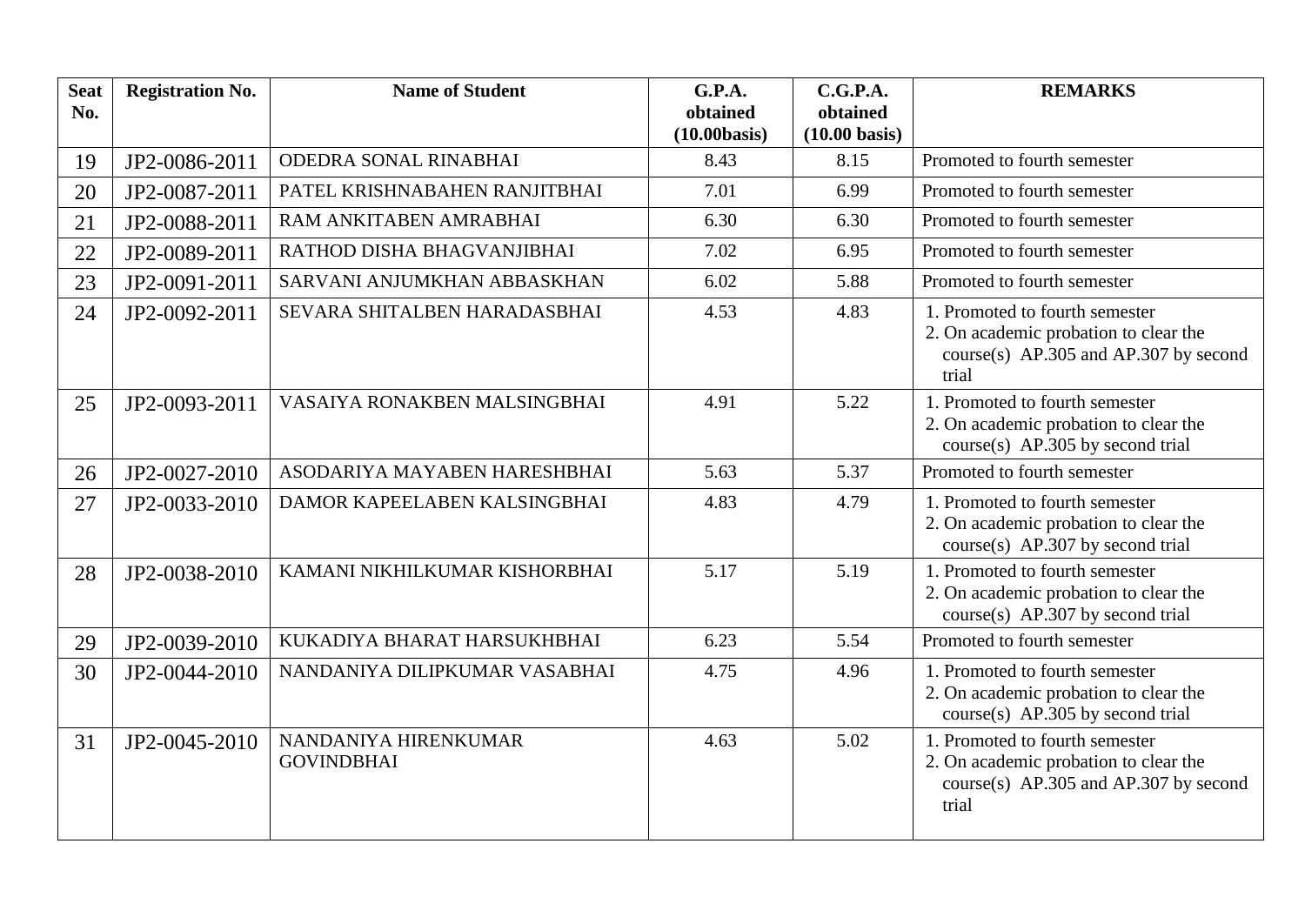| Seat No. | Registration No. | Name of Student | G.P.A. obtained (10.00basis) | C.G.P.A. obtained (10.00 basis) | REMARKS |
|---|---|---|---|---|---|
| 19 | JP2-0086-2011 | ODEDRA SONAL RINABHAI | 8.43 | 8.15 | Promoted to fourth semester |
| 20 | JP2-0087-2011 | PATEL KRISHNABAHEN RANJITBHAI | 7.01 | 6.99 | Promoted to fourth semester |
| 21 | JP2-0088-2011 | RAM ANKITABEN AMRABHAI | 6.30 | 6.30 | Promoted to fourth semester |
| 22 | JP2-0089-2011 | RATHOD DISHA BHAGVANJIBHAI | 7.02 | 6.95 | Promoted to fourth semester |
| 23 | JP2-0091-2011 | SARVANI ANJUMKHAN ABBASKHAN | 6.02 | 5.88 | Promoted to fourth semester |
| 24 | JP2-0092-2011 | SEVARA SHITALBEN HARADASBHAI | 4.53 | 4.83 | 1. Promoted to fourth semester<br>2. On academic probation to clear the course(s) AP.305 and AP.307 by second trial |
| 25 | JP2-0093-2011 | VASAIYA RONAKBEN MALSINGBHAI | 4.91 | 5.22 | 1. Promoted to fourth semester<br>2. On academic probation to clear the course(s) AP.305 by second trial |
| 26 | JP2-0027-2010 | ASODARIYA MAYABEN HARESHBHAI | 5.63 | 5.37 | Promoted to fourth semester |
| 27 | JP2-0033-2010 | DAMOR KAPEELABEN KALSINGBHAI | 4.83 | 4.79 | 1. Promoted to fourth semester<br>2. On academic probation to clear the course(s) AP.307 by second trial |
| 28 | JP2-0038-2010 | KAMANI NIKHILKUMAR KISHORBHAI | 5.17 | 5.19 | 1. Promoted to fourth semester<br>2. On academic probation to clear the course(s) AP.307 by second trial |
| 29 | JP2-0039-2010 | KUKADIYA BHARAT HARSUKHBHAI | 6.23 | 5.54 | Promoted to fourth semester |
| 30 | JP2-0044-2010 | NANDANIYA DILIPKUMAR VASABHAI | 4.75 | 4.96 | 1. Promoted to fourth semester<br>2. On academic probation to clear the course(s) AP.305 by second trial |
| 31 | JP2-0045-2010 | NANDANIYA HIRENKUMAR GOVINDBHAI | 4.63 | 5.02 | 1. Promoted to fourth semester<br>2. On academic probation to clear the course(s) AP.305 and AP.307 by second trial |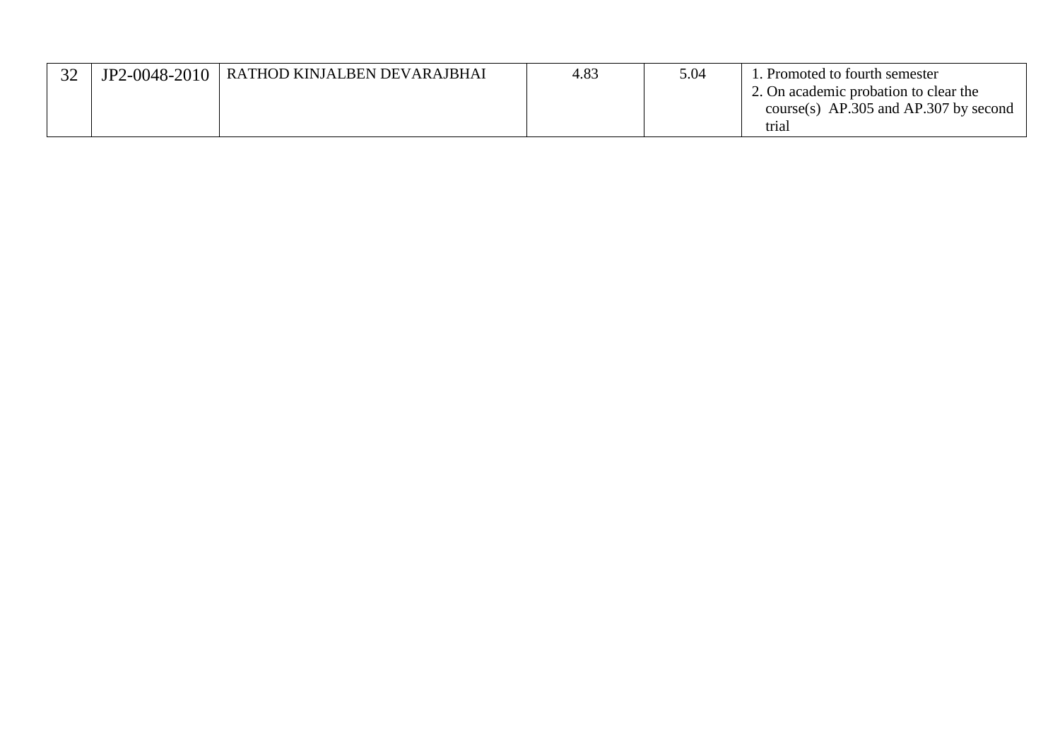| 32 | JP2-0048-2010 | RATHOD KINJALBEN DEVARAJBHAI | 4.83 | 5.04 | 1. Promoted to fourth semester<br>2. On academic probation to clear the course(s) AP.305 and AP.307 by second trial |
|---|---|---|---|---|---|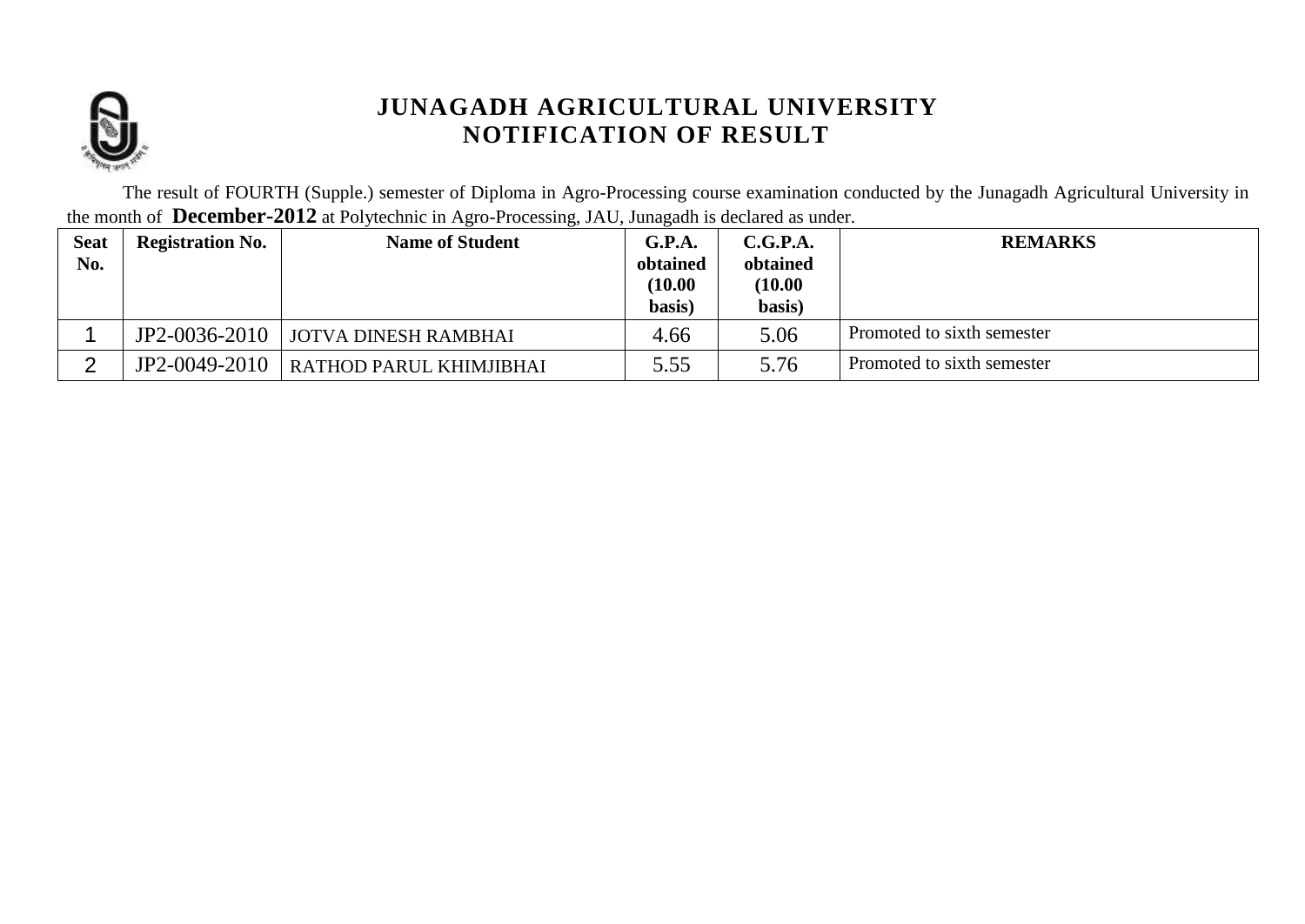# JUNAGADH AGRICULTURAL UNIVERSITY
## NOTIFICATION OF RESULT

The result of FOURTH (Supple.) semester of Diploma in Agro-Processing course examination conducted by the Junagadh Agricultural University in the month of **December-2012** at Polytechnic in Agro-Processing, JAU, Junagadh is declared as under.

| Seat No. | Registration No. | Name of Student | G.P.A. obtained (10.00 basis) | C.G.P.A. obtained (10.00 basis) | REMARKS |
|---|---|---|---|---|---|
| 1 | JP2-0036-2010 | JOTVA DINESH RAMBHAI | 4.66 | 5.06 | Promoted to sixth semester |
| 2 | JP2-0049-2010 | RATHOD PARUL KHIMJIBHAI | 5.55 | 5.76 | Promoted to sixth semester |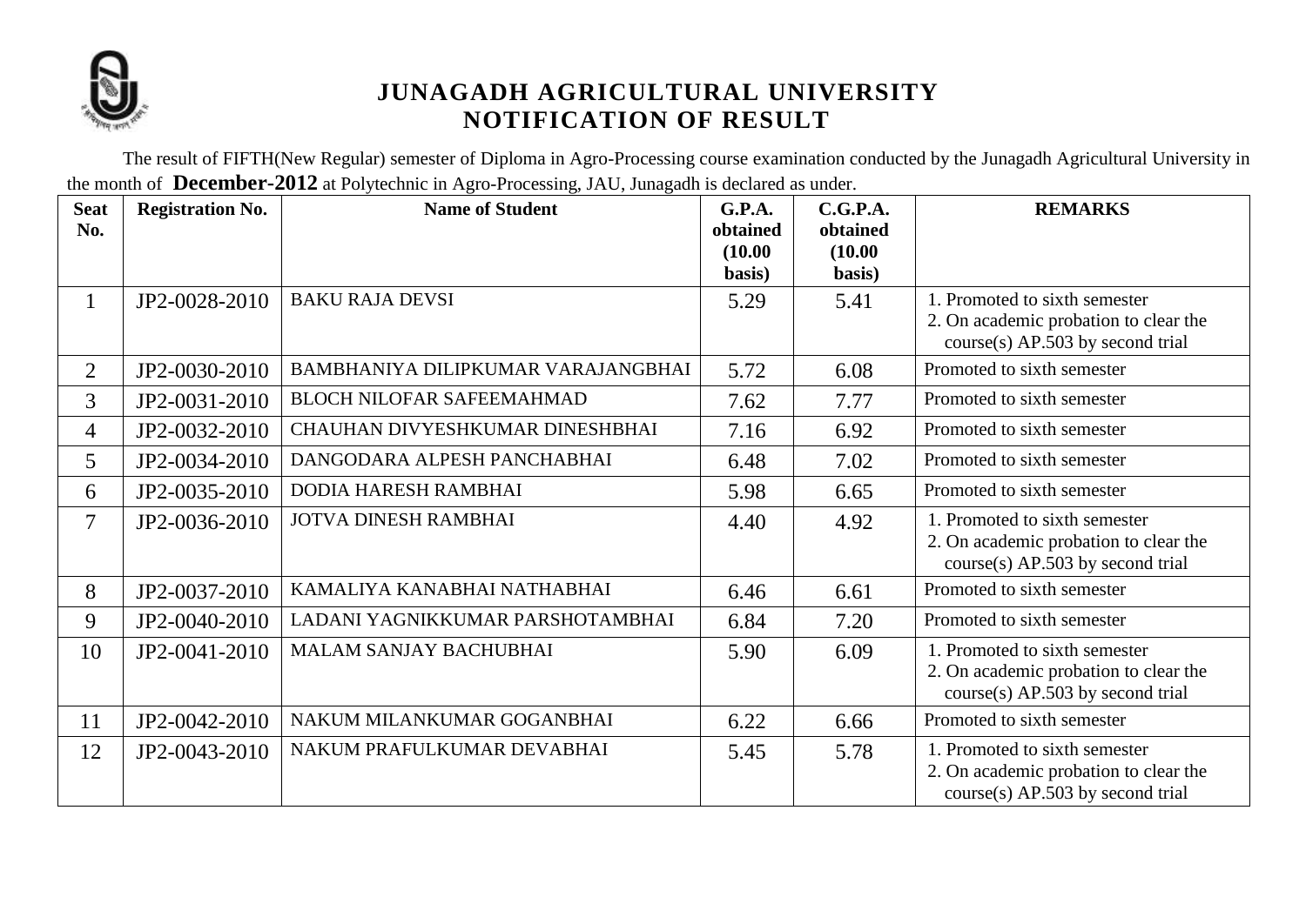# JUNAGADH AGRICULTURAL UNIVERSITY
## NOTIFICATION OF RESULT

The result of FIFTH(New Regular) semester of Diploma in Agro-Processing course examination conducted by the Junagadh Agricultural University in the month of **December-2012** at Polytechnic in Agro-Processing, JAU, Junagadh is declared as under.

| Seat No. | Registration No. | Name of Student | G.P.A. obtained (10.00 basis) | C.G.P.A. obtained (10.00 basis) | REMARKS |
|---|---|---|---|---|---|
| 1 | JP2-0028-2010 | BAKU RAJA DEVSI | 5.29 | 5.41 | 1. Promoted to sixth semester 2. On academic probation to clear the course(s) AP.503 by second trial |
| 2 | JP2-0030-2010 | BAMBHANIYA DILIPKUMAR VARAJANGBHAI | 5.72 | 6.08 | Promoted to sixth semester |
| 3 | JP2-0031-2010 | BLOCH NILOFAR SAFEEMAHMAD | 7.62 | 7.77 | Promoted to sixth semester |
| 4 | JP2-0032-2010 | CHAUHAN DIVYESHKUMAR DINESHBHAI | 7.16 | 6.92 | Promoted to sixth semester |
| 5 | JP2-0034-2010 | DANGODARA ALPESH PANCHABHAI | 6.48 | 7.02 | Promoted to sixth semester |
| 6 | JP2-0035-2010 | DODIA HARESH RAMBHAI | 5.98 | 6.65 | Promoted to sixth semester |
| 7 | JP2-0036-2010 | JOTVA DINESH RAMBHAI | 4.40 | 4.92 | 1. Promoted to sixth semester 2. On academic probation to clear the course(s) AP.503 by second trial |
| 8 | JP2-0037-2010 | KAMALIYA KANABHAI NATHABHAI | 6.46 | 6.61 | Promoted to sixth semester |
| 9 | JP2-0040-2010 | LADANI YAGNIKKUMAR PARSHOTAMBHAI | 6.84 | 7.20 | Promoted to sixth semester |
| 10 | JP2-0041-2010 | MALAM SANJAY BACHUBHAI | 5.90 | 6.09 | 1. Promoted to sixth semester 2. On academic probation to clear the course(s) AP.503 by second trial |
| 11 | JP2-0042-2010 | NAKUM MILANKUMAR GOGANBHAI | 6.22 | 6.66 | Promoted to sixth semester |
| 12 | JP2-0043-2010 | NAKUM PRAFULKUMAR DEVABHAI | 5.45 | 5.78 | 1. Promoted to sixth semester 2. On academic probation to clear the course(s) AP.503 by second trial |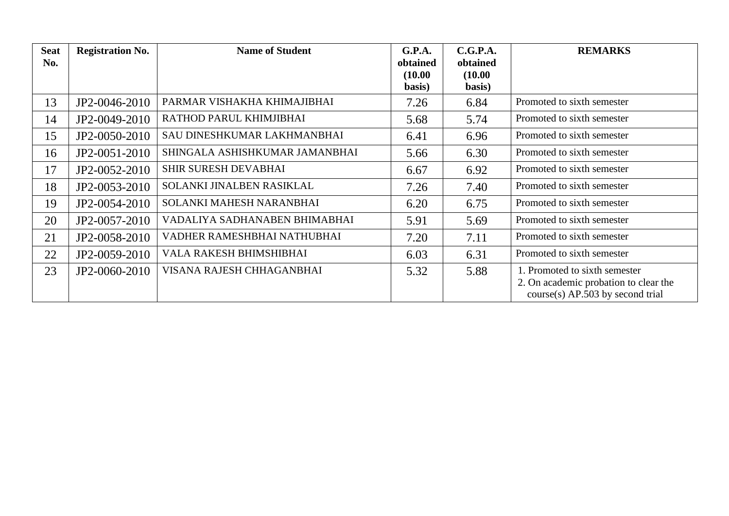| Seat No. | Registration No. | Name of Student | G.P.A. obtained (10.00 basis) | C.G.P.A. obtained (10.00 basis) | REMARKS |
|---|---|---|---|---|---|
| 13 | JP2-0046-2010 | PARMAR VISHAKHA KHIMAJIBHAI | 7.26 | 6.84 | Promoted to sixth semester |
| 14 | JP2-0049-2010 | RATHOD PARUL KHIMJIBHAI | 5.68 | 5.74 | Promoted to sixth semester |
| 15 | JP2-0050-2010 | SAU DINESHKUMAR LAKHMANBHAI | 6.41 | 6.96 | Promoted to sixth semester |
| 16 | JP2-0051-2010 | SHINGALA ASHISHKUMAR JAMANBHAI | 5.66 | 6.30 | Promoted to sixth semester |
| 17 | JP2-0052-2010 | SHIR SURESH DEVABHAI | 6.67 | 6.92 | Promoted to sixth semester |
| 18 | JP2-0053-2010 | SOLANKI JINALBEN RASIKLAL | 7.26 | 7.40 | Promoted to sixth semester |
| 19 | JP2-0054-2010 | SOLANKI MAHESH NARANBHAI | 6.20 | 6.75 | Promoted to sixth semester |
| 20 | JP2-0057-2010 | VADALIYA SADHANABEN BHIMABHAI | 5.91 | 5.69 | Promoted to sixth semester |
| 21 | JP2-0058-2010 | VADHER RAMESHBHAI NATHUBHAI | 7.20 | 7.11 | Promoted to sixth semester |
| 22 | JP2-0059-2010 | VALA RAKESH BHIMSHIBHAI | 6.03 | 6.31 | Promoted to sixth semester |
| 23 | JP2-0060-2010 | VISANA RAJESH CHHAGANBHAI | 5.32 | 5.88 | 1. Promoted to sixth semester<br>2. On academic probation to clear the course(s) AP.503 by second trial |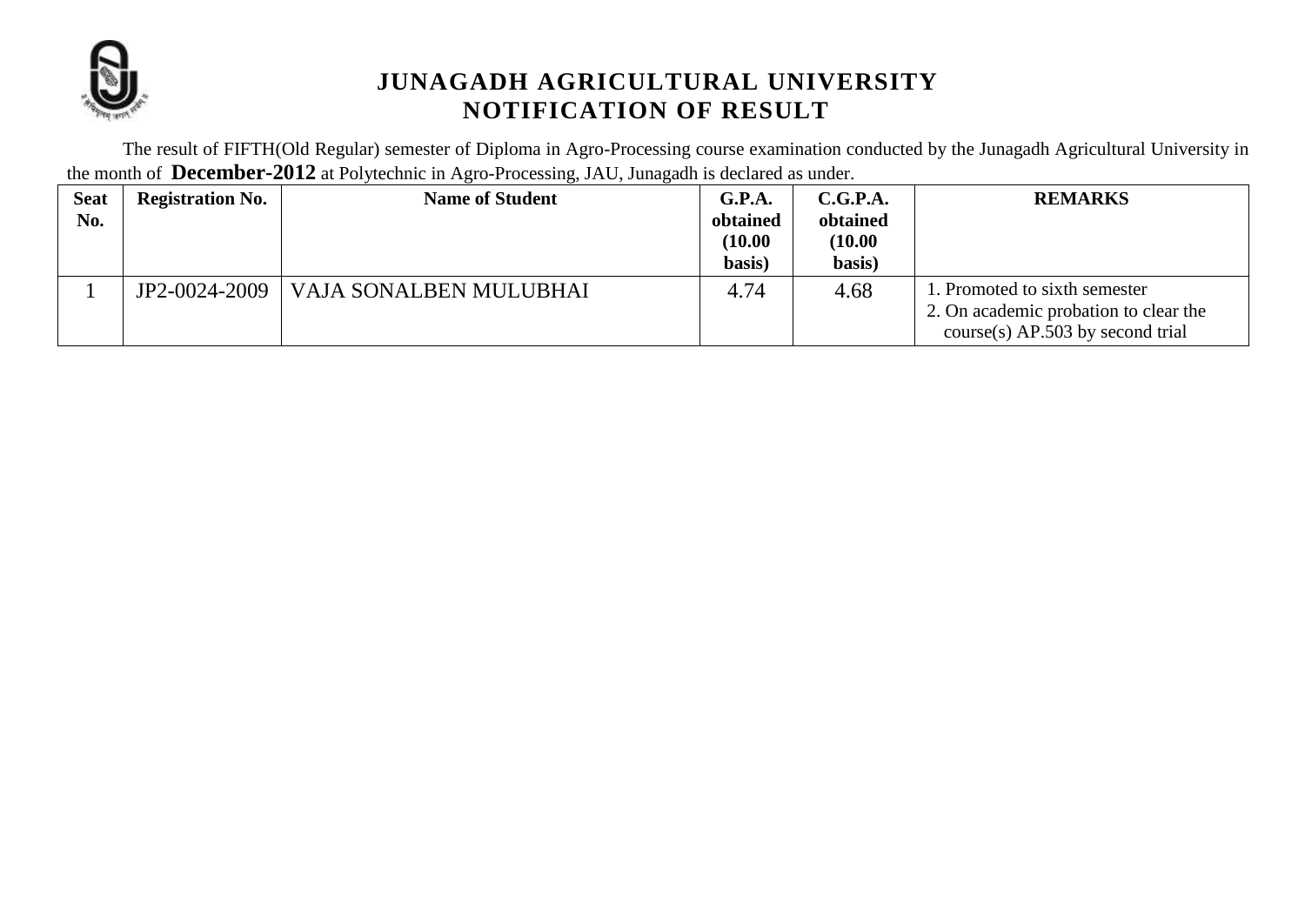# JUNAGADH AGRICULTURAL UNIVERSITY
## NOTIFICATION OF RESULT

The result of FIFTH(Old Regular) semester of Diploma in Agro-Processing course examination conducted by the Junagadh Agricultural University in the month of **December-2012** at Polytechnic in Agro-Processing, JAU, Junagadh is declared as under.

| Seat No. | Registration No. | Name of Student | G.P.A. obtained (10.00 basis) | C.G.P.A. obtained (10.00 basis) | REMARKS |
|---|---|---|---|---|---|
| 1 | JP2-0024-2009 | VAJA SONALBEN MULUBHAI | 4.74 | 4.68 | 1. Promoted to sixth semester<br>2. On academic probation to clear the course(s) AP.503 by second trial |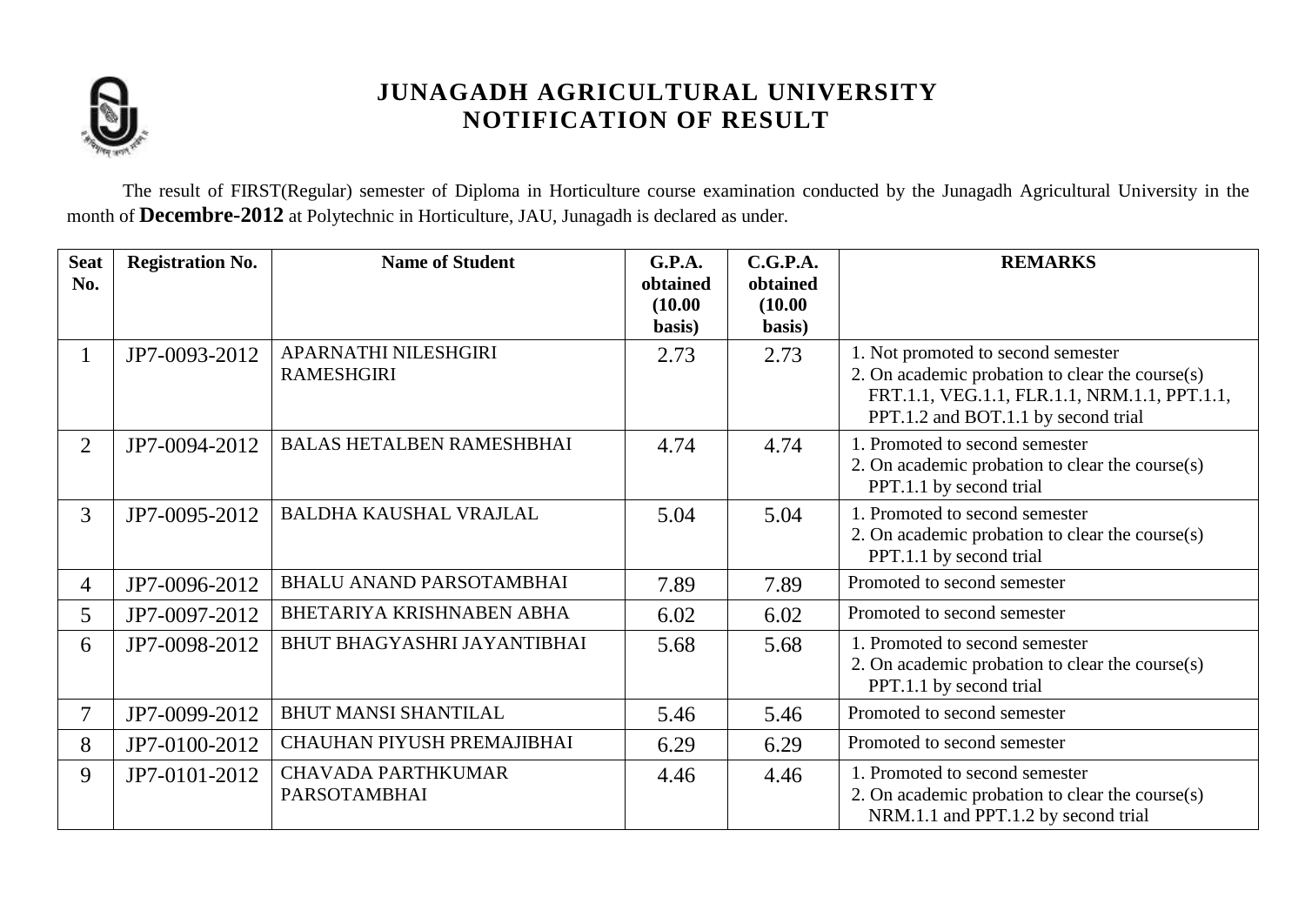# JUNAGADH AGRICULTURAL UNIVERSITY
## NOTIFICATION OF RESULT

The result of FIRST(Regular) semester of Diploma in Horticulture course examination conducted by the Junagadh Agricultural University in the month of **Decembre-2012** at Polytechnic in Horticulture, JAU, Junagadh is declared as under.

| Seat No. | Registration No. | Name of Student | G.P.A. obtained (10.00 basis) | C.G.P.A. obtained (10.00 basis) | REMARKS |
|---|---|---|---|---|---|
| 1 | JP7-0093-2012 | APARNATHI NILESHGIRI RAMESHGIRI | 2.73 | 2.73 | 1. Not promoted to second semester<br>2. On academic probation to clear the course(s) FRT.1.1, VEG.1.1, FLR.1.1, NRM.1.1, PPT.1.1, PPT.1.2 and BOT.1.1 by second trial |
| 2 | JP7-0094-2012 | BALAS HETALBEN RAMESHBHAI | 4.74 | 4.74 | 1. Promoted to second semester<br>2. On academic probation to clear the course(s) PPT.1.1 by second trial |
| 3 | JP7-0095-2012 | BALDHA KAUSHAL VRAJLAL | 5.04 | 5.04 | 1. Promoted to second semester<br>2. On academic probation to clear the course(s) PPT.1.1 by second trial |
| 4 | JP7-0096-2012 | BHALU ANAND PARSOTAMBHAI | 7.89 | 7.89 | Promoted to second semester |
| 5 | JP7-0097-2012 | BHETARIYA KRISHNABEN ABHA | 6.02 | 6.02 | Promoted to second semester |
| 6 | JP7-0098-2012 | BHUT BHAGYASHRI JAYANTIBHAI | 5.68 | 5.68 | 1. Promoted to second semester<br>2. On academic probation to clear the course(s) PPT.1.1 by second trial |
| 7 | JP7-0099-2012 | BHUT MANSI SHANTILAL | 5.46 | 5.46 | Promoted to second semester |
| 8 | JP7-0100-2012 | CHAUHAN PIYUSH PREMAJIBHAI | 6.29 | 6.29 | Promoted to second semester |
| 9 | JP7-0101-2012 | CHAVADA PARTHKUMAR PARSOTAMBHAI | 4.46 | 4.46 | 1. Promoted to second semester<br>2. On academic probation to clear the course(s) NRM.1.1 and PPT.1.2 by second trial |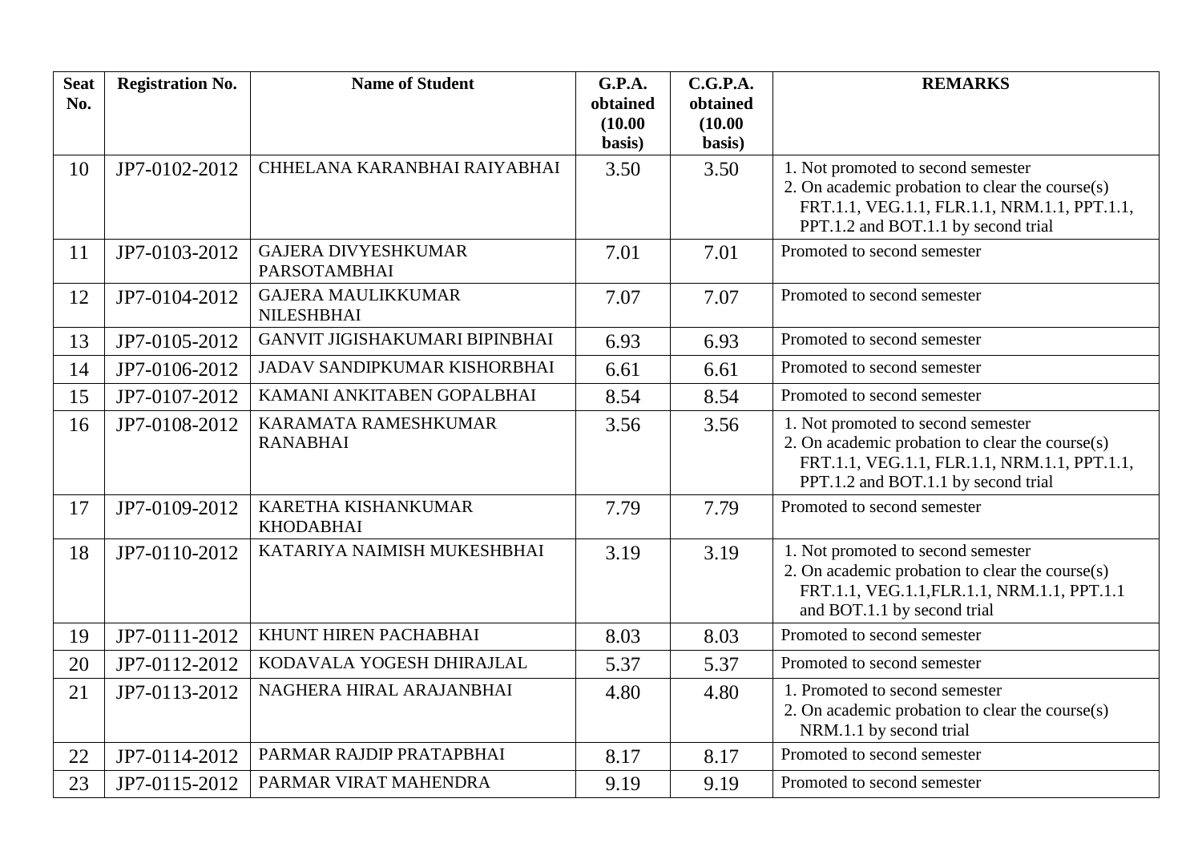| Seat No. | Registration No. | Name of Student | G.P.A. obtained (10.00 basis) | C.G.P.A. obtained (10.00 basis) | REMARKS |
|---|---|---|---|---|---|
| 10 | JP7-0102-2012 | CHHELANA KARANBHAI RAIYABHAI | 3.50 | 3.50 | 1. Not promoted to second semester 2. On academic probation to clear the course(s) FRT.1.1, VEG.1.1, FLR.1.1, NRM.1.1, PPT.1.1, PPT.1.2 and BOT.1.1 by second trial |
| 11 | JP7-0103-2012 | GAJERA DIVYESHKUMAR PARSOTAMBHAI | 7.01 | 7.01 | Promoted to second semester |
| 12 | JP7-0104-2012 | GAJERA MAULIKKUMAR NILESHBHAI | 7.07 | 7.07 | Promoted to second semester |
| 13 | JP7-0105-2012 | GANVIT JIGISHAKUMARI BIPINBHAI | 6.93 | 6.93 | Promoted to second semester |
| 14 | JP7-0106-2012 | JADAV SANDIPKUMAR KISHORBHAI | 6.61 | 6.61 | Promoted to second semester |
| 15 | JP7-0107-2012 | KAMANI ANKITABEN GOPALBHAI | 8.54 | 8.54 | Promoted to second semester |
| 16 | JP7-0108-2012 | KARAMATA RAMESHKUMAR RANABHAI | 3.56 | 3.56 | 1. Not promoted to second semester 2. On academic probation to clear the course(s) FRT.1.1, VEG.1.1, FLR.1.1, NRM.1.1, PPT.1.1, PPT.1.2 and BOT.1.1 by second trial |
| 17 | JP7-0109-2012 | KARETHA KISHANKUMAR KHODABHAI | 7.79 | 7.79 | Promoted to second semester |
| 18 | JP7-0110-2012 | KATARIYA NAIMISH MUKESHBHAI | 3.19 | 3.19 | 1. Not promoted to second semester 2. On academic probation to clear the course(s) FRT.1.1, VEG.1.1,FLR.1.1, NRM.1.1, PPT.1.1 and BOT.1.1 by second trial |
| 19 | JP7-0111-2012 | KHUNT HIREN PACHABHAI | 8.03 | 8.03 | Promoted to second semester |
| 20 | JP7-0112-2012 | KODAVALA YOGESH DHIRAJLAL | 5.37 | 5.37 | Promoted to second semester |
| 21 | JP7-0113-2012 | NAGHERA HIRAL ARAJANBHAI | 4.80 | 4.80 | 1. Promoted to second semester 2. On academic probation to clear the course(s) NRM.1.1 by second trial |
| 22 | JP7-0114-2012 | PARMAR RAJDIP PRATAPBHAI | 8.17 | 8.17 | Promoted to second semester |
| 23 | JP7-0115-2012 | PARMAR VIRAT MAHENDRA | 9.19 | 9.19 | Promoted to second semester |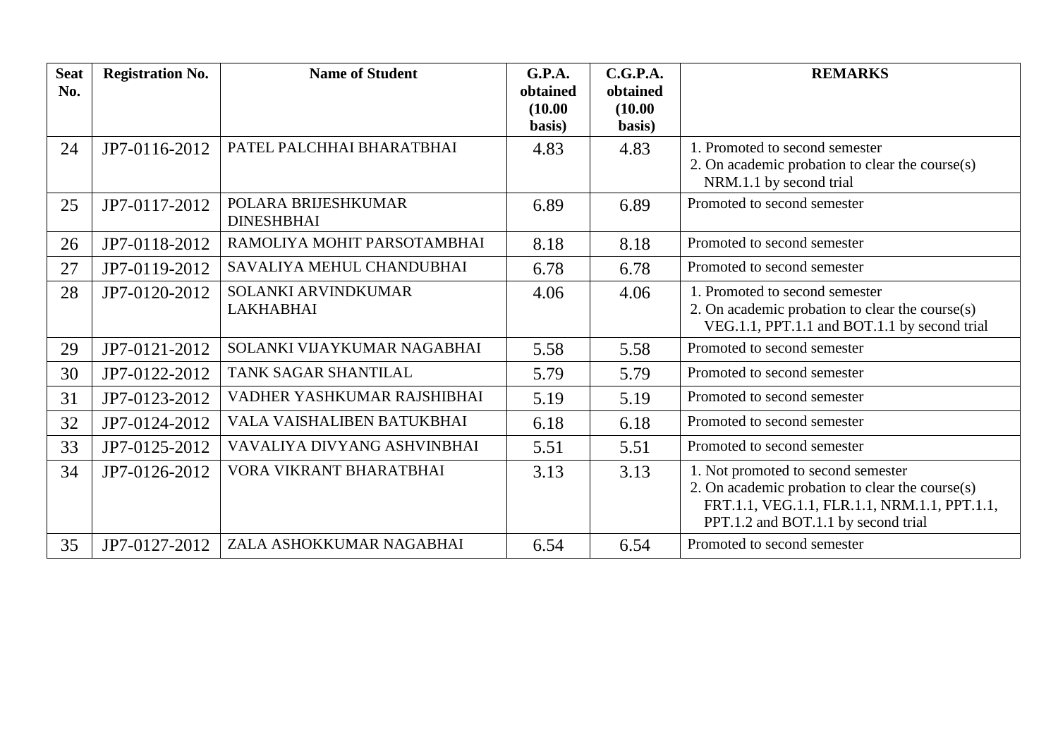| Seat No. | Registration No. | Name of Student | G.P.A. obtained (10.00 basis) | C.G.P.A. obtained (10.00 basis) | REMARKS |
|---|---|---|---|---|---|
| 24 | JP7-0116-2012 | PATEL PALCHHAI BHARATBHAI | 4.83 | 4.83 | 1. Promoted to second semester<br>2. On academic probation to clear the course(s) NRM.1.1 by second trial |
| 25 | JP7-0117-2012 | POLARA BRIJESHKUMAR DINESHBHAI | 6.89 | 6.89 | Promoted to second semester |
| 26 | JP7-0118-2012 | RAMOLIYA MOHIT PARSOTAMBHAI | 8.18 | 8.18 | Promoted to second semester |
| 27 | JP7-0119-2012 | SAVALIYA MEHUL CHANDUBHAI | 6.78 | 6.78 | Promoted to second semester |
| 28 | JP7-0120-2012 | SOLANKI ARVINDKUMAR LAKHABHAI | 4.06 | 4.06 | 1. Promoted to second semester<br>2. On academic probation to clear the course(s) VEG.1.1, PPT.1.1 and BOT.1.1 by second trial |
| 29 | JP7-0121-2012 | SOLANKI VIJAYKUMAR NAGABHAI | 5.58 | 5.58 | Promoted to second semester |
| 30 | JP7-0122-2012 | TANK SAGAR SHANTILAL | 5.79 | 5.79 | Promoted to second semester |
| 31 | JP7-0123-2012 | VADHER YASHKUMAR RAJSHIBHAI | 5.19 | 5.19 | Promoted to second semester |
| 32 | JP7-0124-2012 | VALA VAISHALIBEN BATUKBHAI | 6.18 | 6.18 | Promoted to second semester |
| 33 | JP7-0125-2012 | VAVALIYA DIVYANG ASHVINBHAI | 5.51 | 5.51 | Promoted to second semester |
| 34 | JP7-0126-2012 | VORA VIKRANT BHARATBHAI | 3.13 | 3.13 | 1. Not promoted to second semester<br>2. On academic probation to clear the course(s) FRT.1.1, VEG.1.1, FLR.1.1, NRM.1.1, PPT.1.1, PPT.1.2 and BOT.1.1 by second trial |
| 35 | JP7-0127-2012 | ZALA ASHOKKUMAR NAGABHAI | 6.54 | 6.54 | Promoted to second semester |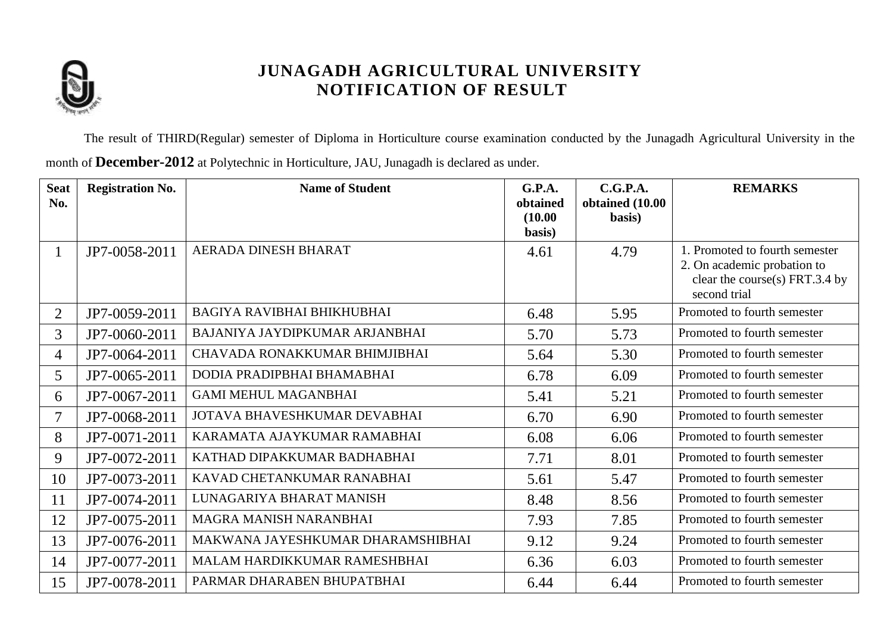# JUNAGADH AGRICULTURAL UNIVERSITY
## NOTIFICATION OF RESULT

The result of THIRD(Regular) semester of Diploma in Horticulture course examination conducted by the Junagadh Agricultural University in the month of **December-2012** at Polytechnic in Horticulture, JAU, Junagadh is declared as under.

| Seat No. | Registration No. | Name of Student | G.P.A. obtained (10.00 basis) | C.G.P.A. obtained (10.00 basis) | REMARKS |
|---|---|---|---|---|---|
| 1 | JP7-0058-2011 | AERADA DINESH BHARAT | 4.61 | 4.79 | 1. Promoted to fourth semester 2. On academic probation to clear the course(s) FRT.3.4 by second trial |
| 2 | JP7-0059-2011 | BAGIYA RAVIBHAI BHIKHUBHAI | 6.48 | 5.95 | Promoted to fourth semester |
| 3 | JP7-0060-2011 | BAJANIYA JAYDIPKUMAR ARJANBHAI | 5.70 | 5.73 | Promoted to fourth semester |
| 4 | JP7-0064-2011 | CHAVADA RONAKKUMAR BHIMJIBHAI | 5.64 | 5.30 | Promoted to fourth semester |
| 5 | JP7-0065-2011 | DODIA PRADIPBHAI BHAMABHAI | 6.78 | 6.09 | Promoted to fourth semester |
| 6 | JP7-0067-2011 | GAMI MEHUL MAGANBHAI | 5.41 | 5.21 | Promoted to fourth semester |
| 7 | JP7-0068-2011 | JOTAVA BHAVESHKUMAR DEVABHAI | 6.70 | 6.90 | Promoted to fourth semester |
| 8 | JP7-0071-2011 | KARAMATA AJAYKUMAR RAMABHAI | 6.08 | 6.06 | Promoted to fourth semester |
| 9 | JP7-0072-2011 | KATHAD DIPAKKUMAR BADHABHAI | 7.71 | 8.01 | Promoted to fourth semester |
| 10 | JP7-0073-2011 | KAVAD CHETANKUMAR RANABHAI | 5.61 | 5.47 | Promoted to fourth semester |
| 11 | JP7-0074-2011 | LUNAGARIYA BHARAT MANISH | 8.48 | 8.56 | Promoted to fourth semester |
| 12 | JP7-0075-2011 | MAGRA MANISH NARANBHAI | 7.93 | 7.85 | Promoted to fourth semester |
| 13 | JP7-0076-2011 | MAKWANA JAYESHKUMAR DHARAMSHIBHAI | 9.12 | 9.24 | Promoted to fourth semester |
| 14 | JP7-0077-2011 | MALAM HARDIKKUMAR RAMESHBHAI | 6.36 | 6.03 | Promoted to fourth semester |
| 15 | JP7-0078-2011 | PARMAR DHARABEN BHUPATBHAI | 6.44 | 6.44 | Promoted to fourth semester |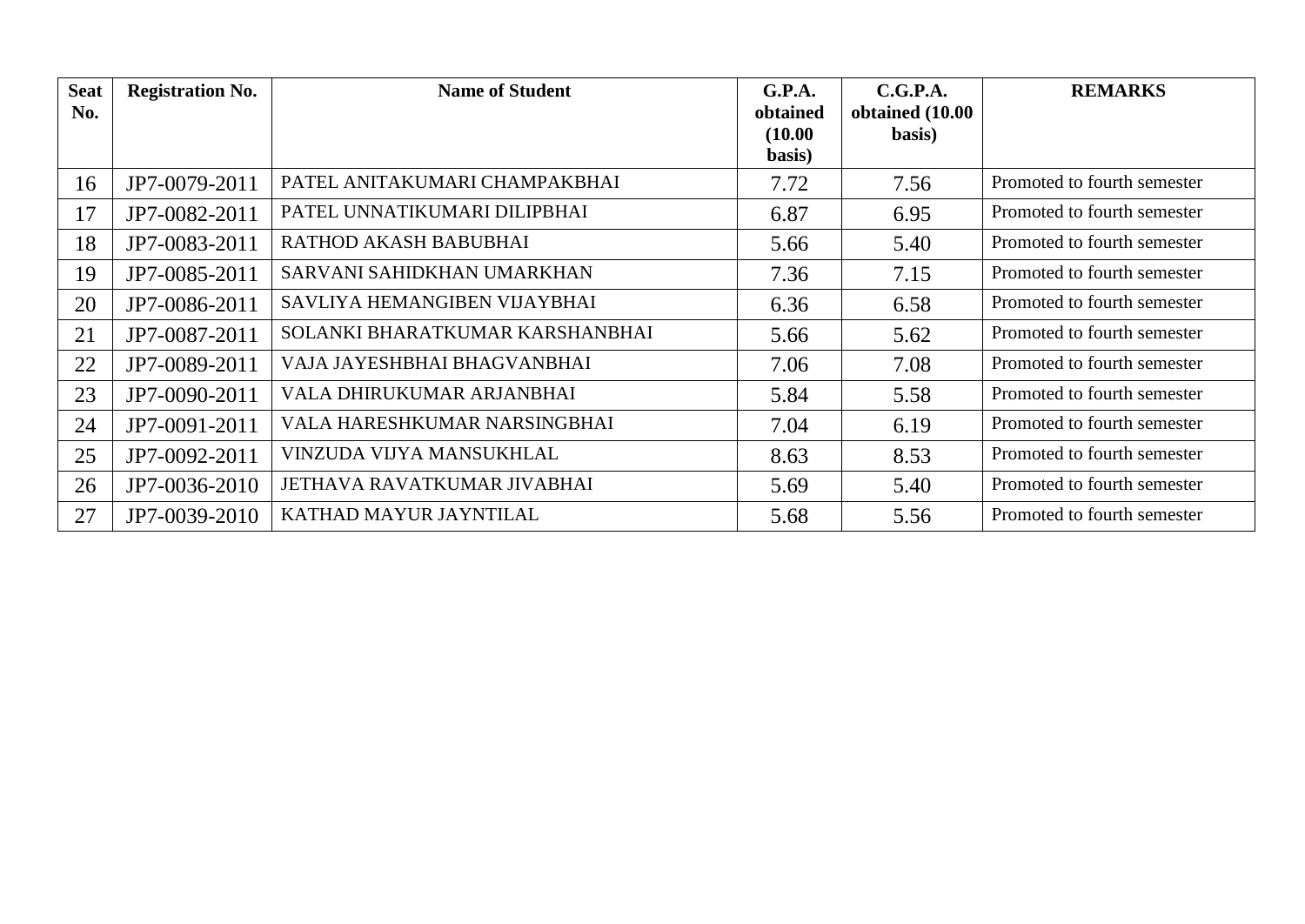| Seat No. | Registration No. | Name of Student | G.P.A. obtained (10.00 basis) | C.G.P.A. obtained (10.00 basis) | REMARKS |
|---|---|---|---|---|---|
| 16 | JP7-0079-2011 | PATEL ANITAKUMARI CHAMPAKBHAI | 7.72 | 7.56 | Promoted to fourth semester |
| 17 | JP7-0082-2011 | PATEL UNNATIKUMARI DILIPBHAI | 6.87 | 6.95 | Promoted to fourth semester |
| 18 | JP7-0083-2011 | RATHOD AKASH BABUBHAI | 5.66 | 5.40 | Promoted to fourth semester |
| 19 | JP7-0085-2011 | SARVANI SAHIDKHAN UMARKHAN | 7.36 | 7.15 | Promoted to fourth semester |
| 20 | JP7-0086-2011 | SAVLIYA HEMANGIBEN VIJAYBHAI | 6.36 | 6.58 | Promoted to fourth semester |
| 21 | JP7-0087-2011 | SOLANKI BHARATKUMAR KARSHANBHAI | 5.66 | 5.62 | Promoted to fourth semester |
| 22 | JP7-0089-2011 | VAJA JAYESHBHAI BHAGVANBHAI | 7.06 | 7.08 | Promoted to fourth semester |
| 23 | JP7-0090-2011 | VALA DHIRUKUMAR ARJANBHAI | 5.84 | 5.58 | Promoted to fourth semester |
| 24 | JP7-0091-2011 | VALA HARESHKUMAR NARSINGBHAI | 7.04 | 6.19 | Promoted to fourth semester |
| 25 | JP7-0092-2011 | VINZUDA VIJYA MANSUKHLAL | 8.63 | 8.53 | Promoted to fourth semester |
| 26 | JP7-0036-2010 | JETHAVA RAVATKUMAR JIVABHAI | 5.69 | 5.40 | Promoted to fourth semester |
| 27 | JP7-0039-2010 | KATHAD MAYUR JAYNTILAL | 5.68 | 5.56 | Promoted to fourth semester |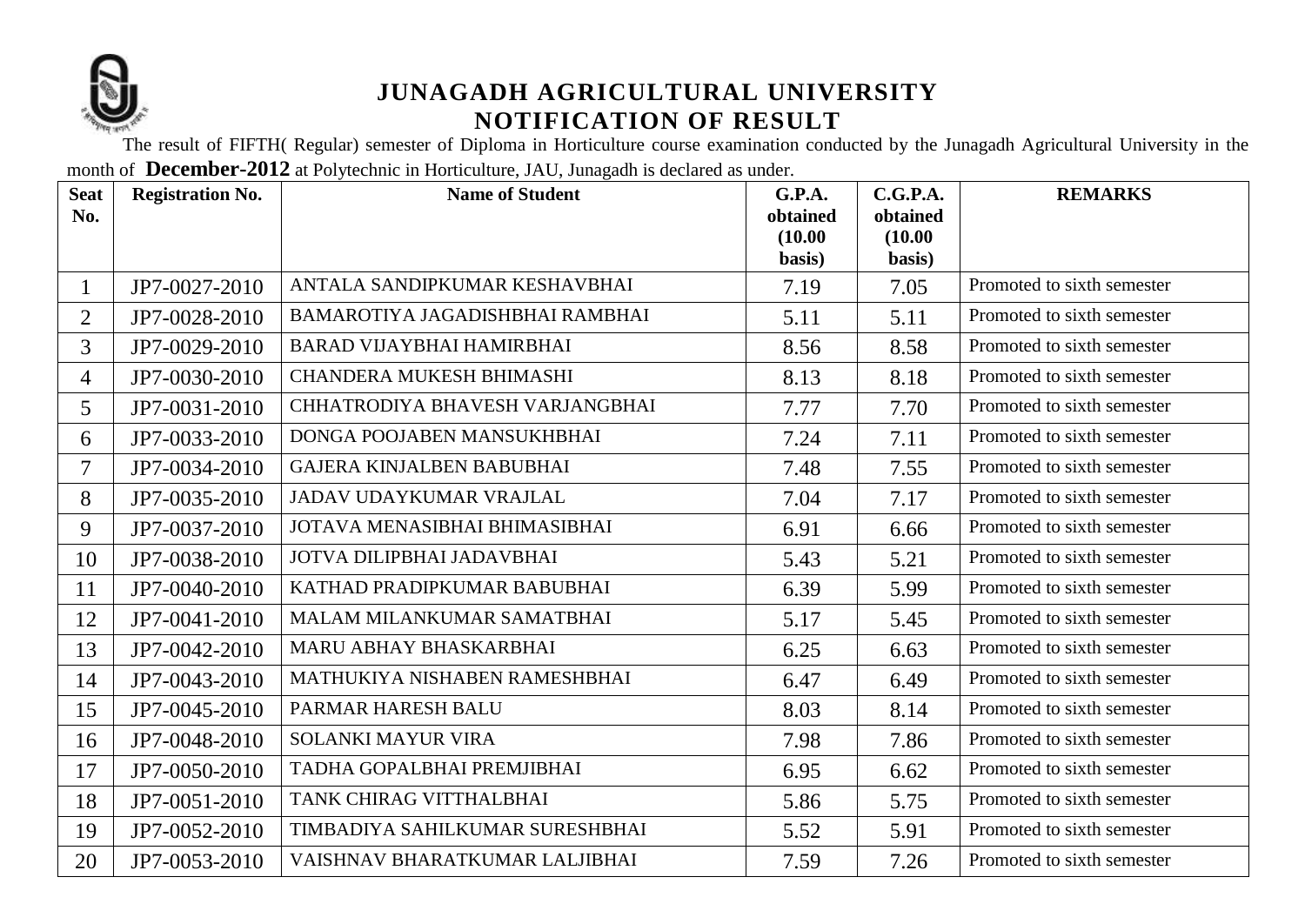# JUNAGADH AGRICULTURAL UNIVERSITY
## NOTIFICATION OF RESULT

The result of FIFTH( Regular) semester of Diploma in Horticulture course examination conducted by the Junagadh Agricultural University in the month of **December-2012** at Polytechnic in Horticulture, JAU, Junagadh is declared as under.

| Seat No. | Registration No. | Name of Student | G.P.A. obtained (10.00 basis) | C.G.P.A. obtained (10.00 basis) | REMARKS |
|---|---|---|---|---|---|
| 1 | JP7-0027-2010 | ANTALA SANDIPKUMAR KESHAVBHAI | 7.19 | 7.05 | Promoted to sixth semester |
| 2 | JP7-0028-2010 | BAMAROTIYA JAGADISHBHAI RAMBHAI | 5.11 | 5.11 | Promoted to sixth semester |
| 3 | JP7-0029-2010 | BARAD VIJAYBHAI HAMIRBHAI | 8.56 | 8.58 | Promoted to sixth semester |
| 4 | JP7-0030-2010 | CHANDERA MUKESH BHIMASHI | 8.13 | 8.18 | Promoted to sixth semester |
| 5 | JP7-0031-2010 | CHHATRODIYA BHAVESH VARJANGBHAI | 7.77 | 7.70 | Promoted to sixth semester |
| 6 | JP7-0033-2010 | DONGA POOJABEN MANSUKHBHAI | 7.24 | 7.11 | Promoted to sixth semester |
| 7 | JP7-0034-2010 | GAJERA KINJALBEN BABUBHAI | 7.48 | 7.55 | Promoted to sixth semester |
| 8 | JP7-0035-2010 | JADAV UDAYKUMAR VRAJLAL | 7.04 | 7.17 | Promoted to sixth semester |
| 9 | JP7-0037-2010 | JOTAVA MENASIBHAI BHIMASIBHAI | 6.91 | 6.66 | Promoted to sixth semester |
| 10 | JP7-0038-2010 | JOTVA DILIPBHAI JADAVBHAI | 5.43 | 5.21 | Promoted to sixth semester |
| 11 | JP7-0040-2010 | KATHAD PRADIPKUMAR BABUBHAI | 6.39 | 5.99 | Promoted to sixth semester |
| 12 | JP7-0041-2010 | MALAM MILANKUMAR SAMATBHAI | 5.17 | 5.45 | Promoted to sixth semester |
| 13 | JP7-0042-2010 | MARU ABHAY BHASKARBHAI | 6.25 | 6.63 | Promoted to sixth semester |
| 14 | JP7-0043-2010 | MATHUKIYA NISHABEN RAMESHBHAI | 6.47 | 6.49 | Promoted to sixth semester |
| 15 | JP7-0045-2010 | PARMAR HARESH BALU | 8.03 | 8.14 | Promoted to sixth semester |
| 16 | JP7-0048-2010 | SOLANKI MAYUR VIRA | 7.98 | 7.86 | Promoted to sixth semester |
| 17 | JP7-0050-2010 | TADHA GOPALBHAI PREMJIBHAI | 6.95 | 6.62 | Promoted to sixth semester |
| 18 | JP7-0051-2010 | TANK CHIRAG VITTHALBHAI | 5.86 | 5.75 | Promoted to sixth semester |
| 19 | JP7-0052-2010 | TIMBADIYA SAHILKUMAR SURESHBHAI | 5.52 | 5.91 | Promoted to sixth semester |
| 20 | JP7-0053-2010 | VAISHNAV BHARATKUMAR LALJIBHAI | 7.59 | 7.26 | Promoted to sixth semester |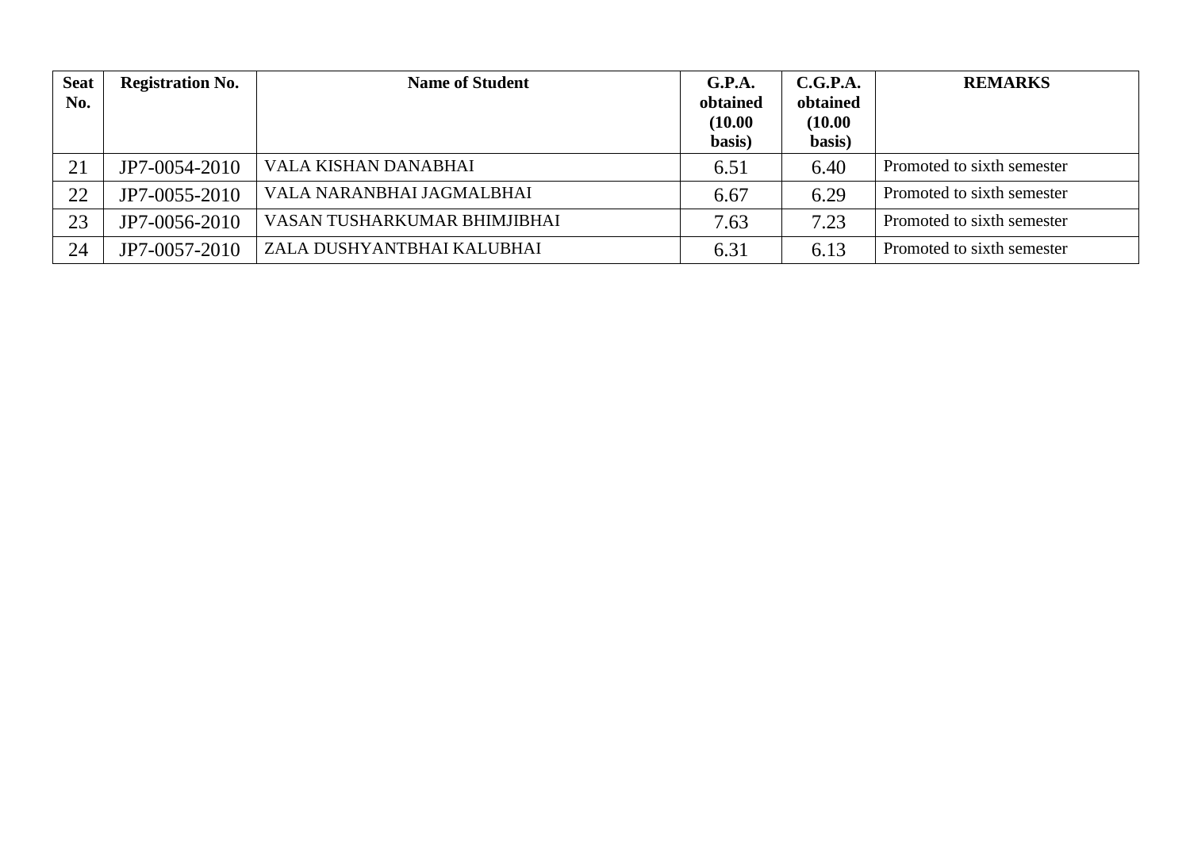| Seat No. | Registration No. | Name of Student | G.P.A. obtained (10.00 basis) | C.G.P.A. obtained (10.00 basis) | REMARKS |
|---|---|---|---|---|---|
| 21 | JP7-0054-2010 | VALA KISHAN DANABHAI | 6.51 | 6.40 | Promoted to sixth semester |
| 22 | JP7-0055-2010 | VALA NARANBHAI JAGMALBHAI | 6.67 | 6.29 | Promoted to sixth semester |
| 23 | JP7-0056-2010 | VASAN TUSHARKUMAR BHIMJIBHAI | 7.63 | 7.23 | Promoted to sixth semester |
| 24 | JP7-0057-2010 | ZALA DUSHYANTBHAI KALUBHAI | 6.31 | 6.13 | Promoted to sixth semester |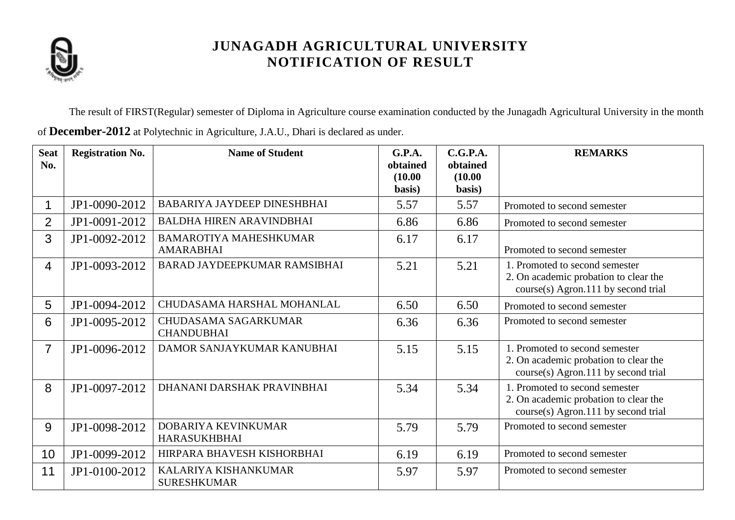# JUNAGADH AGRICULTURAL UNIVERSITY
## NOTIFICATION OF RESULT

The result of FIRST(Regular) semester of Diploma in Agriculture course examination conducted by the Junagadh Agricultural University in the month of **December-2012** at Polytechnic in Agriculture, J.A.U., Dhari is declared as under.

| Seat No. | Registration No. | Name of Student | G.P.A. obtained (10.00 basis) | C.G.P.A. obtained (10.00 basis) | REMARKS |
|---|---|---|---|---|---|
| 1 | JP1-0090-2012 | BABARIYA JAYDEEP DINESHBHAI | 5.57 | 5.57 | Promoted to second semester |
| 2 | JP1-0091-2012 | BALDHA HIREN ARAVINDBHAI | 6.86 | 6.86 | Promoted to second semester |
| 3 | JP1-0092-2012 | BAMAROTIYA MAHESHKUMAR AMARABHAI | 6.17 | 6.17 | Promoted to second semester |
| 4 | JP1-0093-2012 | BARAD JAYDEEPKUMAR RAMSIBHAI | 5.21 | 5.21 | 1. Promoted to second semester 2. On academic probation to clear the course(s) Agron.111 by second trial |
| 5 | JP1-0094-2012 | CHUDASAMA HARSHAL MOHANLAL | 6.50 | 6.50 | Promoted to second semester |
| 6 | JP1-0095-2012 | CHUDASAMA SAGARKUMAR CHANDUBHAI | 6.36 | 6.36 | Promoted to second semester |
| 7 | JP1-0096-2012 | DAMOR SANJAYKUMAR KANUBHAI | 5.15 | 5.15 | 1. Promoted to second semester 2. On academic probation to clear the course(s) Agron.111 by second trial |
| 8 | JP1-0097-2012 | DHANANI DARSHAK PRAVINBHAI | 5.34 | 5.34 | 1. Promoted to second semester 2. On academic probation to clear the course(s) Agron.111 by second trial |
| 9 | JP1-0098-2012 | DOBARIYA KEVINKUMAR HARASUKHBHAI | 5.79 | 5.79 | Promoted to second semester |
| 10 | JP1-0099-2012 | HIRPARA BHAVESH KISHORBHAI | 6.19 | 6.19 | Promoted to second semester |
| 11 | JP1-0100-2012 | KALARIYA KISHANKUMAR SURESHKUMAR | 5.97 | 5.97 | Promoted to second semester |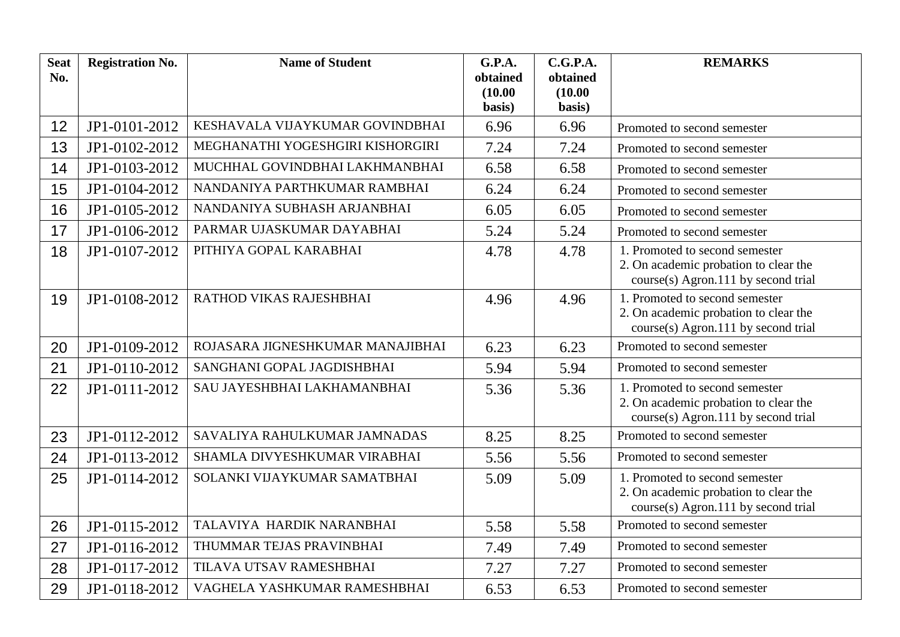| Seat No. | Registration No. | Name of Student | G.P.A. obtained (10.00 basis) | C.G.P.A. obtained (10.00 basis) | REMARKS |
|---|---|---|---|---|---|
| 12 | JP1-0101-2012 | KESHAVALA VIJAYKUMAR GOVINDBHAI | 6.96 | 6.96 | Promoted to second semester |
| 13 | JP1-0102-2012 | MEGHANATHI YOGESHGIRI KISHORGIRI | 7.24 | 7.24 | Promoted to second semester |
| 14 | JP1-0103-2012 | MUCHHAL GOVINDBHAI LAKHMANBHAI | 6.58 | 6.58 | Promoted to second semester |
| 15 | JP1-0104-2012 | NANDANIYA PARTHKUMAR RAMBHAI | 6.24 | 6.24 | Promoted to second semester |
| 16 | JP1-0105-2012 | NANDANIYA SUBHASH ARJANBHAI | 6.05 | 6.05 | Promoted to second semester |
| 17 | JP1-0106-2012 | PARMAR UJASKUMAR DAYABHAI | 5.24 | 5.24 | Promoted to second semester |
| 18 | JP1-0107-2012 | PITHIYA GOPAL KARABHAI | 4.78 | 4.78 | 1. Promoted to second semester 2. On academic probation to clear the course(s) Agron.111 by second trial |
| 19 | JP1-0108-2012 | RATHOD VIKAS RAJESHBHAI | 4.96 | 4.96 | 1. Promoted to second semester 2. On academic probation to clear the course(s) Agron.111 by second trial |
| 20 | JP1-0109-2012 | ROJASARA JIGNESHKUMAR MANAJIBHAI | 6.23 | 6.23 | Promoted to second semester |
| 21 | JP1-0110-2012 | SANGHANI GOPAL JAGDISHBHAI | 5.94 | 5.94 | Promoted to second semester |
| 22 | JP1-0111-2012 | SAU JAYESHBHAI LAKHAMANBHAI | 5.36 | 5.36 | 1. Promoted to second semester 2. On academic probation to clear the course(s) Agron.111 by second trial |
| 23 | JP1-0112-2012 | SAVALIYA RAHULKUMAR JAMNADAS | 8.25 | 8.25 | Promoted to second semester |
| 24 | JP1-0113-2012 | SHAMLA DIVYESHKUMAR VIRABHAI | 5.56 | 5.56 | Promoted to second semester |
| 25 | JP1-0114-2012 | SOLANKI VIJAYKUMAR SAMATBHAI | 5.09 | 5.09 | 1. Promoted to second semester 2. On academic probation to clear the course(s) Agron.111 by second trial |
| 26 | JP1-0115-2012 | TALAVIYA HARDIK NARANBHAI | 5.58 | 5.58 | Promoted to second semester |
| 27 | JP1-0116-2012 | THUMMAR TEJAS PRAVINBHAI | 7.49 | 7.49 | Promoted to second semester |
| 28 | JP1-0117-2012 | TILAVA UTSAV RAMESHBHAI | 7.27 | 7.27 | Promoted to second semester |
| 29 | JP1-0118-2012 | VAGHELA YASHKUMAR RAMESHBHAI | 6.53 | 6.53 | Promoted to second semester |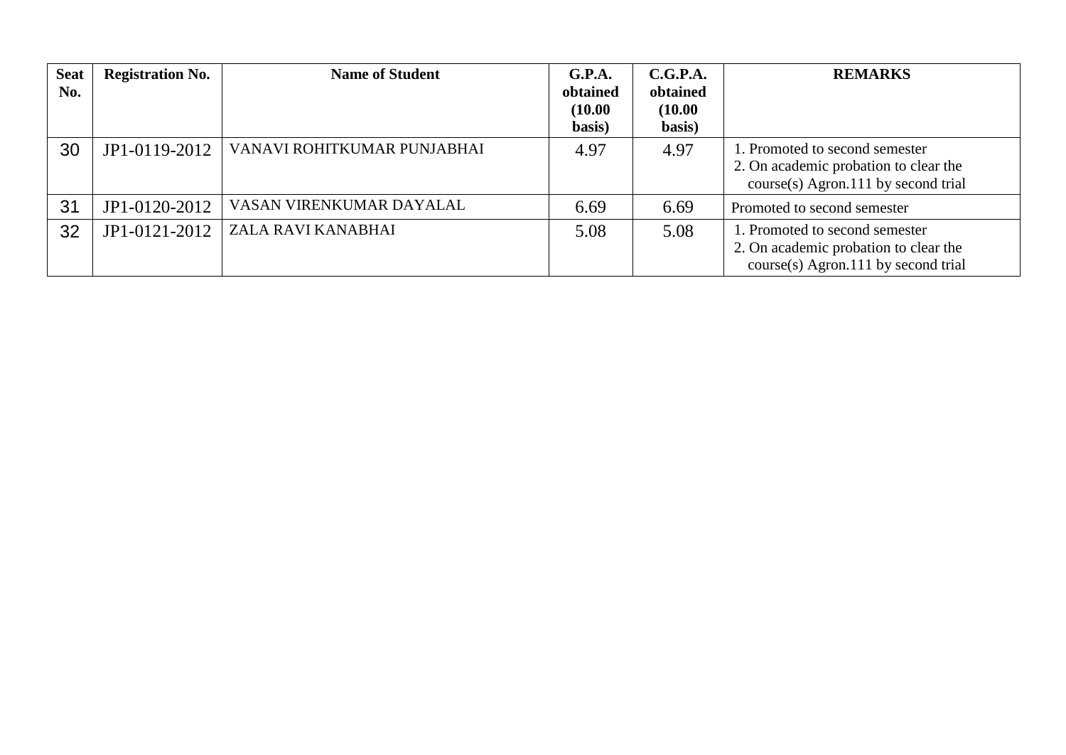| Seat No. | Registration No. | Name of Student | G.P.A. obtained (10.00 basis) | C.G.P.A. obtained (10.00 basis) | REMARKS |
|---|---|---|---|---|---|
| 30 | JP1-0119-2012 | VANAVI ROHITKUMAR PUNJABHAI | 4.97 | 4.97 | 1. Promoted to second semester<br>2. On academic probation to clear the course(s) Agron.111 by second trial |
| 31 | JP1-0120-2012 | VASAN VIRENKUMAR DAYALAL | 6.69 | 6.69 | Promoted to second semester |
| 32 | JP1-0121-2012 | ZALA RAVI KANABHAI | 5.08 | 5.08 | 1. Promoted to second semester<br>2. On academic probation to clear the course(s) Agron.111 by second trial |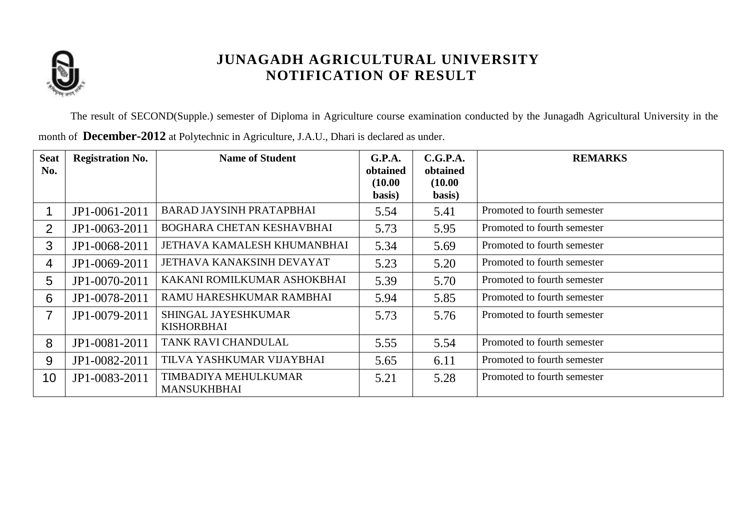# JUNAGADH AGRICULTURAL UNIVERSITY
## NOTIFICATION OF RESULT

The result of SECOND(Supple.) semester of Diploma in Agriculture course examination conducted by the Junagadh Agricultural University in the month of **December-2012** at Polytechnic in Agriculture, J.A.U., Dhari is declared as under.

| Seat No. | Registration No. | Name of Student | G.P.A. obtained (10.00 basis) | C.G.P.A. obtained (10.00 basis) | REMARKS |
|---|---|---|---|---|---|
| 1 | JP1-0061-2011 | BARAD JAYSINH PRATAPBHAI | 5.54 | 5.41 | Promoted to fourth semester |
| 2 | JP1-0063-2011 | BOGHARA CHETAN KESHAVBHAI | 5.73 | 5.95 | Promoted to fourth semester |
| 3 | JP1-0068-2011 | JETHAVA KAMALESH KHUMANBHAI | 5.34 | 5.69 | Promoted to fourth semester |
| 4 | JP1-0069-2011 | JETHAVA KANAKSINH DEVAYAT | 5.23 | 5.20 | Promoted to fourth semester |
| 5 | JP1-0070-2011 | KAKANI ROMILKUMAR ASHOKBHAI | 5.39 | 5.70 | Promoted to fourth semester |
| 6 | JP1-0078-2011 | RAMU HARESHKUMAR RAMBHAI | 5.94 | 5.85 | Promoted to fourth semester |
| 7 | JP1-0079-2011 | SHINGAL JAYESHKUMAR KISHORBHAI | 5.73 | 5.76 | Promoted to fourth semester |
| 8 | JP1-0081-2011 | TANK RAVI CHANDULAL | 5.55 | 5.54 | Promoted to fourth semester |
| 9 | JP1-0082-2011 | TILVA YASHKUMAR VIJAYBHAI | 5.65 | 6.11 | Promoted to fourth semester |
| 10 | JP1-0083-2011 | TIMBADIYA MEHULKUMAR MANSUKHBHAI | 5.21 | 5.28 | Promoted to fourth semester |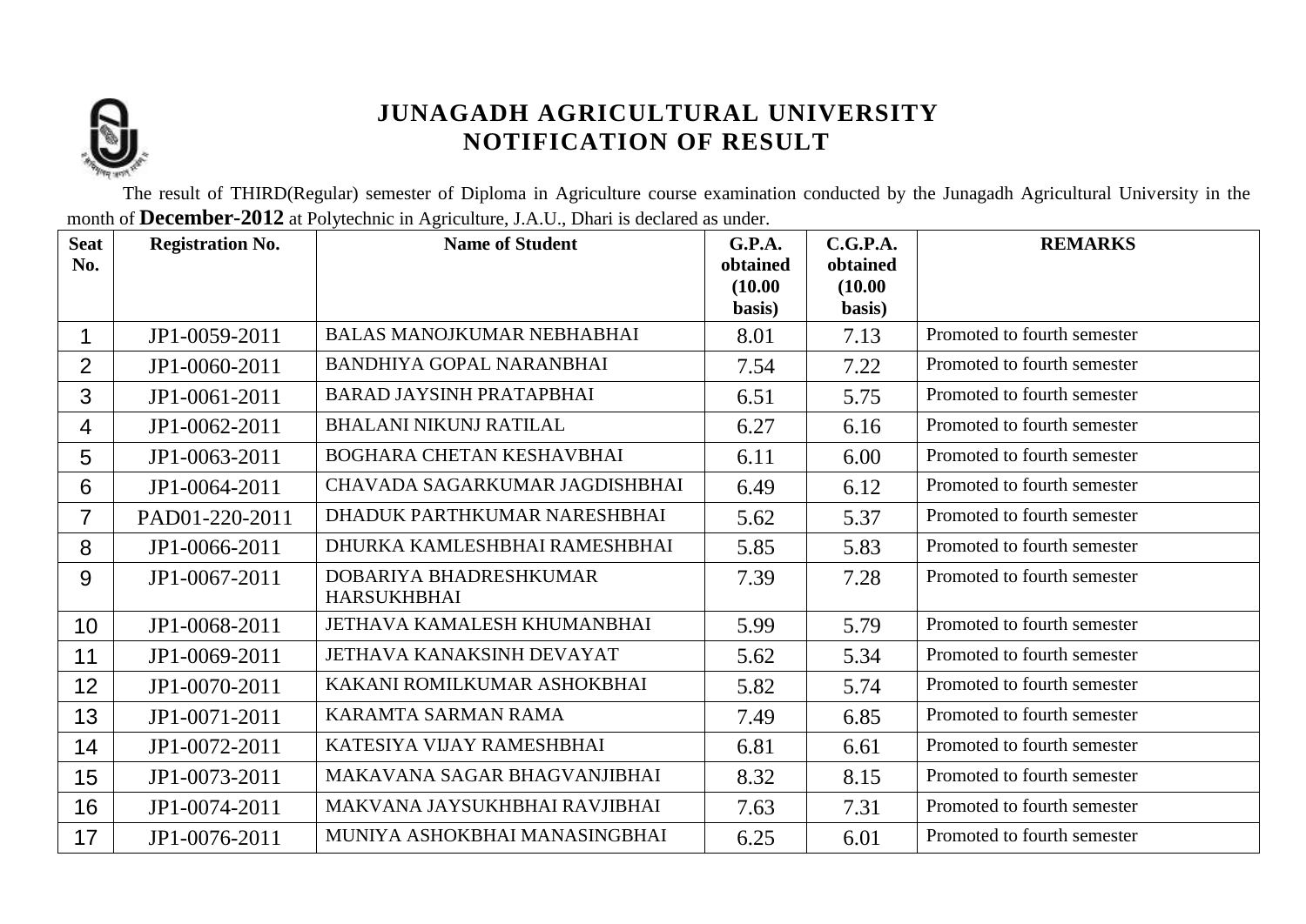# JUNAGADH AGRICULTURAL UNIVERSITY
## NOTIFICATION OF RESULT

The result of THIRD(Regular) semester of Diploma in Agriculture course examination conducted by the Junagadh Agricultural University in the month of **December-2012** at Polytechnic in Agriculture, J.A.U., Dhari is declared as under.

| Seat No. | Registration No. | Name of Student | G.P.A. obtained (10.00 basis) | C.G.P.A. obtained (10.00 basis) | REMARKS |
|---|---|---|---|---|---|
| 1 | JP1-0059-2011 | BALAS MANOJKUMAR NEBHABHAI | 8.01 | 7.13 | Promoted to fourth semester |
| 2 | JP1-0060-2011 | BANDHIYA GOPAL NARANBHAI | 7.54 | 7.22 | Promoted to fourth semester |
| 3 | JP1-0061-2011 | BARAD JAYSINH PRATAPBHAI | 6.51 | 5.75 | Promoted to fourth semester |
| 4 | JP1-0062-2011 | BHALANI NIKUNJ RATILAL | 6.27 | 6.16 | Promoted to fourth semester |
| 5 | JP1-0063-2011 | BOGHARA CHETAN KESHAVBHAI | 6.11 | 6.00 | Promoted to fourth semester |
| 6 | JP1-0064-2011 | CHAVADA SAGARKUMAR JAGDISHBHAI | 6.49 | 6.12 | Promoted to fourth semester |
| 7 | PAD01-220-2011 | DHADUK PARTHKUMAR NARESHBHAI | 5.62 | 5.37 | Promoted to fourth semester |
| 8 | JP1-0066-2011 | DHURKA KAMLESHBHAI RAMESHBHAI | 5.85 | 5.83 | Promoted to fourth semester |
| 9 | JP1-0067-2011 | DOBARIYA BHADRESHKUMAR HARSUKHBHAI | 7.39 | 7.28 | Promoted to fourth semester |
| 10 | JP1-0068-2011 | JETHAVA KAMALESH KHUMANBHAI | 5.99 | 5.79 | Promoted to fourth semester |
| 11 | JP1-0069-2011 | JETHAVA KANAKSINH DEVAYAT | 5.62 | 5.34 | Promoted to fourth semester |
| 12 | JP1-0070-2011 | KAKANI ROMILKUMAR ASHOKBHAI | 5.82 | 5.74 | Promoted to fourth semester |
| 13 | JP1-0071-2011 | KARAMTA SARMAN RAMA | 7.49 | 6.85 | Promoted to fourth semester |
| 14 | JP1-0072-2011 | KATESIYA VIJAY RAMESHBHAI | 6.81 | 6.61 | Promoted to fourth semester |
| 15 | JP1-0073-2011 | MAKAVANA SAGAR BHAGVANJIBHAI | 8.32 | 8.15 | Promoted to fourth semester |
| 16 | JP1-0074-2011 | MAKVANA JAYSUKHBHAI RAVJIBHAI | 7.63 | 7.31 | Promoted to fourth semester |
| 17 | JP1-0076-2011 | MUNIYA ASHOKBHAI MANASINGBHAI | 6.25 | 6.01 | Promoted to fourth semester |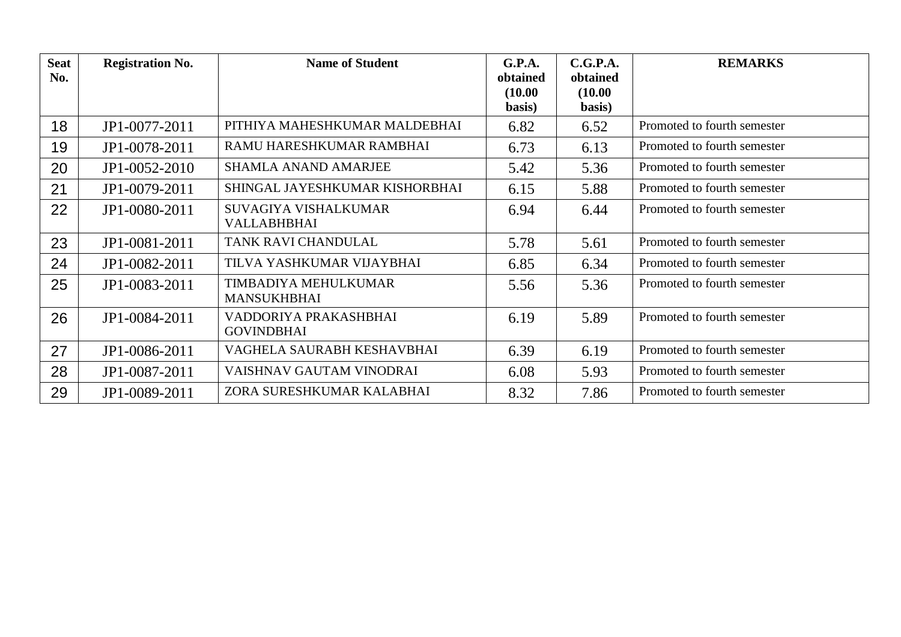| Seat No. | Registration No. | Name of Student | G.P.A. obtained (10.00 basis) | C.G.P.A. obtained (10.00 basis) | REMARKS |
|---|---|---|---|---|---|
| 18 | JP1-0077-2011 | PITHIYA MAHESHKUMAR MALDEBHAI | 6.82 | 6.52 | Promoted to fourth semester |
| 19 | JP1-0078-2011 | RAMU HARESHKUMAR RAMBHAI | 6.73 | 6.13 | Promoted to fourth semester |
| 20 | JP1-0052-2010 | SHAMLA ANAND AMARJEE | 5.42 | 5.36 | Promoted to fourth semester |
| 21 | JP1-0079-2011 | SHINGAL JAYESHKUMAR KISHORBHAI | 6.15 | 5.88 | Promoted to fourth semester |
| 22 | JP1-0080-2011 | SUVAGIYA VISHALKUMAR VALLABHBHAI | 6.94 | 6.44 | Promoted to fourth semester |
| 23 | JP1-0081-2011 | TANK RAVI CHANDULAL | 5.78 | 5.61 | Promoted to fourth semester |
| 24 | JP1-0082-2011 | TILVA YASHKUMAR VIJAYBHAI | 6.85 | 6.34 | Promoted to fourth semester |
| 25 | JP1-0083-2011 | TIMBADIYA MEHULKUMAR MANSUKHBHAI | 5.56 | 5.36 | Promoted to fourth semester |
| 26 | JP1-0084-2011 | VADDORIYA PRAKASHBHAI GOVINDBHAI | 6.19 | 5.89 | Promoted to fourth semester |
| 27 | JP1-0086-2011 | VAGHELA SAURABH KESHAVBHAI | 6.39 | 6.19 | Promoted to fourth semester |
| 28 | JP1-0087-2011 | VAISHNAV GAUTAM VINODRAI | 6.08 | 5.93 | Promoted to fourth semester |
| 29 | JP1-0089-2011 | ZORA SURESHKUMAR KALABHAI | 8.32 | 7.86 | Promoted to fourth semester |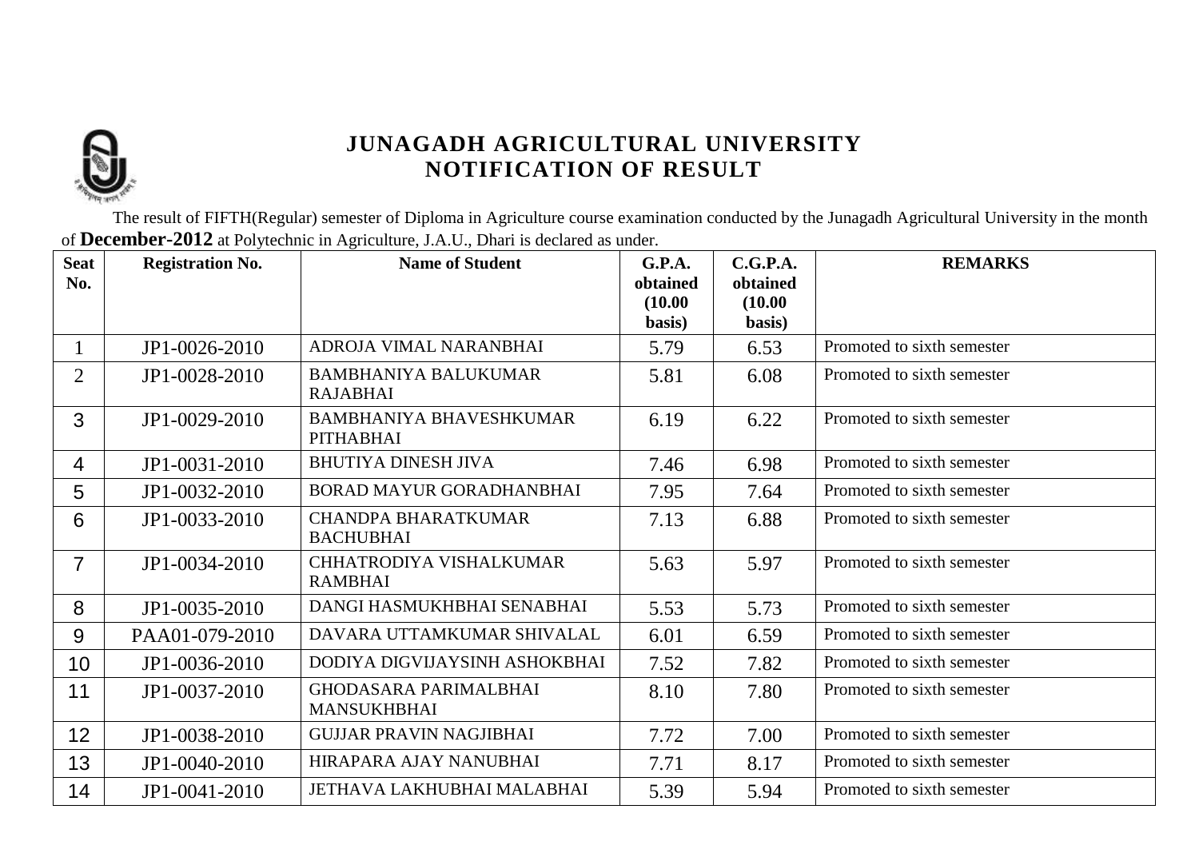# JUNAGADH AGRICULTURAL UNIVERSITY
## NOTIFICATION OF RESULT

The result of FIFTH(Regular) semester of Diploma in Agriculture course examination conducted by the Junagadh Agricultural University in the month of **December-2012** at Polytechnic in Agriculture, J.A.U., Dhari is declared as under.

| Seat No. | Registration No. | Name of Student | G.P.A. obtained (10.00 basis) | C.G.P.A. obtained (10.00 basis) | REMARKS |
|---|---|---|---|---|---|
| 1 | JP1-0026-2010 | ADROJA VIMAL NARANBHAI | 5.79 | 6.53 | Promoted to sixth semester |
| 2 | JP1-0028-2010 | BAMBHANIYA BALUKUMAR RAJABHAI | 5.81 | 6.08 | Promoted to sixth semester |
| 3 | JP1-0029-2010 | BAMBHANIYA BHAVESHKUMAR PITHABHAI | 6.19 | 6.22 | Promoted to sixth semester |
| 4 | JP1-0031-2010 | BHUTIYA DINESH JIVA | 7.46 | 6.98 | Promoted to sixth semester |
| 5 | JP1-0032-2010 | BORAD MAYUR GORADHANBHAI | 7.95 | 7.64 | Promoted to sixth semester |
| 6 | JP1-0033-2010 | CHANDPA BHARATKUMAR BACHUBHAI | 7.13 | 6.88 | Promoted to sixth semester |
| 7 | JP1-0034-2010 | CHHATRODIYA VISHALKUMAR RAMBHAI | 5.63 | 5.97 | Promoted to sixth semester |
| 8 | JP1-0035-2010 | DANGI HASMUKHBHAI SENABHAI | 5.53 | 5.73 | Promoted to sixth semester |
| 9 | PAA01-079-2010 | DAVARA UTTAMKUMAR SHIVALAL | 6.01 | 6.59 | Promoted to sixth semester |
| 10 | JP1-0036-2010 | DODIYA DIGVIJAYSINH ASHOKBHAI | 7.52 | 7.82 | Promoted to sixth semester |
| 11 | JP1-0037-2010 | GHODASARA PARIMALBHAI MANSUKHBHAI | 8.10 | 7.80 | Promoted to sixth semester |
| 12 | JP1-0038-2010 | GUJJAR PRAVIN NAGJIBHAI | 7.72 | 7.00 | Promoted to sixth semester |
| 13 | JP1-0040-2010 | HIRAPARA AJAY NANUBHAI | 7.71 | 8.17 | Promoted to sixth semester |
| 14 | JP1-0041-2010 | JETHAVA LAKHUBHAI MALABHAI | 5.39 | 5.94 | Promoted to sixth semester |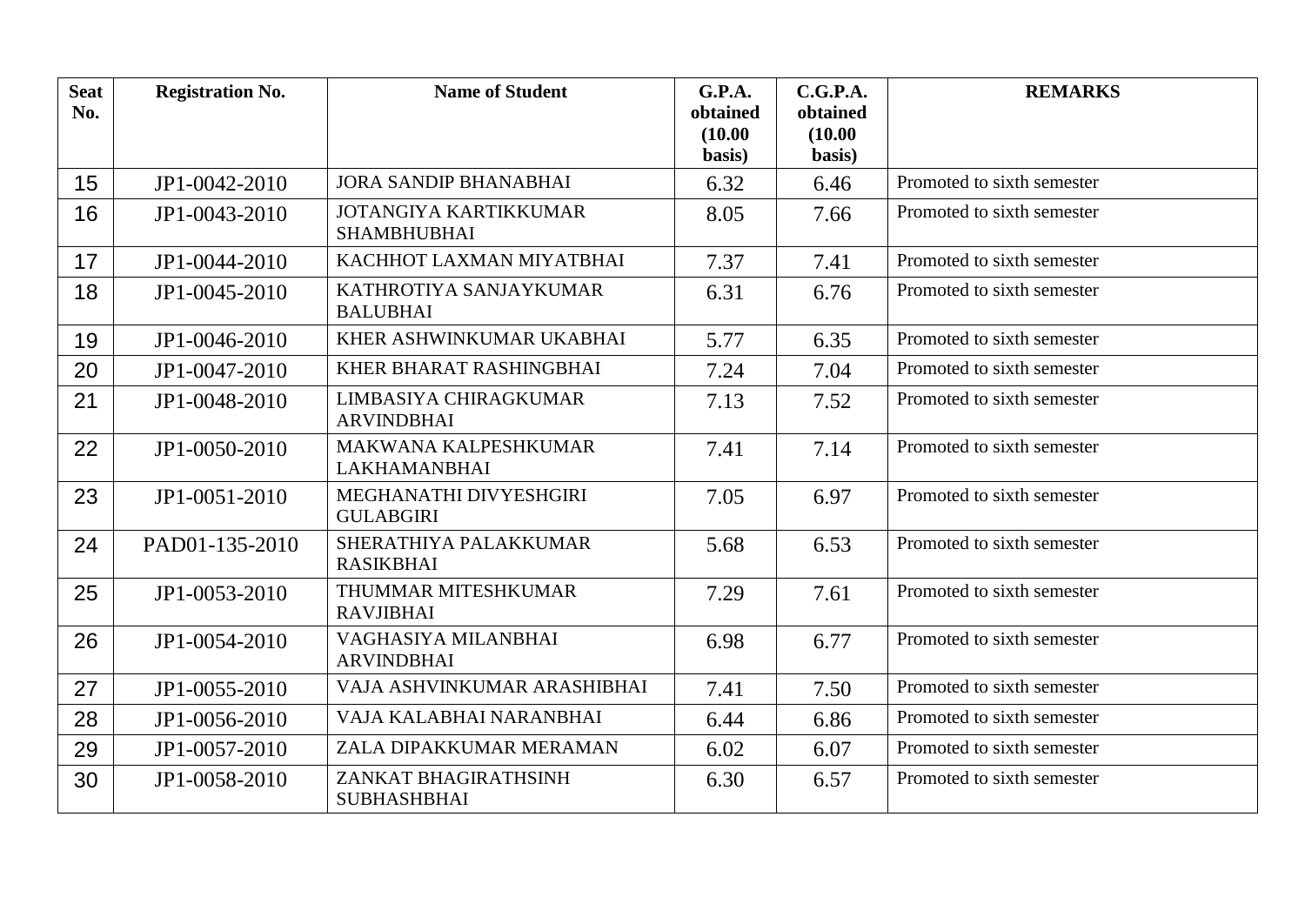| Seat No. | Registration No. | Name of Student | G.P.A. obtained (10.00 basis) | C.G.P.A. obtained (10.00 basis) | REMARKS |
|---|---|---|---|---|---|
| 15 | JP1-0042-2010 | JORA SANDIP BHANABHAI | 6.32 | 6.46 | Promoted to sixth semester |
| 16 | JP1-0043-2010 | JOTANGIYA KARTIKKUMAR SHAMBHUBHAI | 8.05 | 7.66 | Promoted to sixth semester |
| 17 | JP1-0044-2010 | KACHHOT LAXMAN MIYATBHAI | 7.37 | 7.41 | Promoted to sixth semester |
| 18 | JP1-0045-2010 | KATHROTIYA SANJAYKUMAR BALUBHAI | 6.31 | 6.76 | Promoted to sixth semester |
| 19 | JP1-0046-2010 | KHER ASHWINKUMAR UKABHAI | 5.77 | 6.35 | Promoted to sixth semester |
| 20 | JP1-0047-2010 | KHER BHARAT RASHINGBHAI | 7.24 | 7.04 | Promoted to sixth semester |
| 21 | JP1-0048-2010 | LIMBASIYA CHIRAGKUMAR ARVINDBHAI | 7.13 | 7.52 | Promoted to sixth semester |
| 22 | JP1-0050-2010 | MAKWANA KALPESHKUMAR LAKHAMANBHAI | 7.41 | 7.14 | Promoted to sixth semester |
| 23 | JP1-0051-2010 | MEGHANATHI DIVYESHGIRI GULABGIRI | 7.05 | 6.97 | Promoted to sixth semester |
| 24 | PAD01-135-2010 | SHERATHIYA PALAKKUMAR RASIKBHAI | 5.68 | 6.53 | Promoted to sixth semester |
| 25 | JP1-0053-2010 | THUMMAR MITESHKUMAR RAVJIBHAI | 7.29 | 7.61 | Promoted to sixth semester |
| 26 | JP1-0054-2010 | VAGHASIYA MILANBHAI ARVINDBHAI | 6.98 | 6.77 | Promoted to sixth semester |
| 27 | JP1-0055-2010 | VAJA ASHVINKUMAR ARASHIBHAI | 7.41 | 7.50 | Promoted to sixth semester |
| 28 | JP1-0056-2010 | VAJA KALABHAI NARANBHAI | 6.44 | 6.86 | Promoted to sixth semester |
| 29 | JP1-0057-2010 | ZALA DIPAKKUMAR MERAMAN | 6.02 | 6.07 | Promoted to sixth semester |
| 30 | JP1-0058-2010 | ZANKAT BHAGIRATHSINH SUBHASHBHAI | 6.30 | 6.57 | Promoted to sixth semester |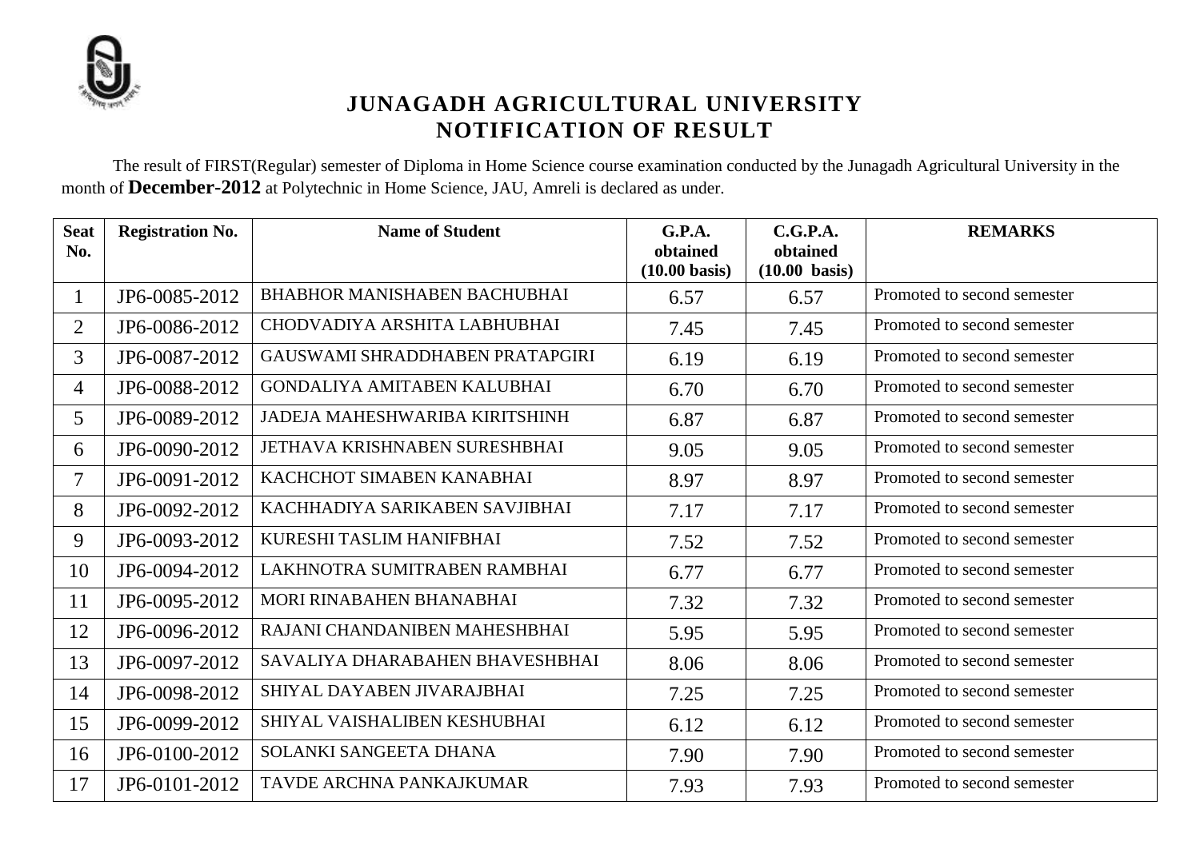# JUNAGADH AGRICULTURAL UNIVERSITY
## NOTIFICATION OF RESULT

The result of FIRST(Regular) semester of Diploma in Home Science course examination conducted by the Junagadh Agricultural University in the month of **December-2012** at Polytechnic in Home Science, JAU, Amreli is declared as under.

| Seat No. | Registration No. | Name of Student | G.P.A. obtained (10.00 basis) | C.G.P.A. obtained (10.00 basis) | REMARKS |
|---|---|---|---|---|---|
| 1 | JP6-0085-2012 | BHABHOR MANISHABEN BACHUBHAI | 6.57 | 6.57 | Promoted to second semester |
| 2 | JP6-0086-2012 | CHODVADIYA ARSHITA LABHUBHAI | 7.45 | 7.45 | Promoted to second semester |
| 3 | JP6-0087-2012 | GAUSWAMI SHRADDHABEN PRATAPGIRI | 6.19 | 6.19 | Promoted to second semester |
| 4 | JP6-0088-2012 | GONDALIYA AMITABEN KALUBHAI | 6.70 | 6.70 | Promoted to second semester |
| 5 | JP6-0089-2012 | JADEJA MAHESHWARIBA KIRITSHINH | 6.87 | 6.87 | Promoted to second semester |
| 6 | JP6-0090-2012 | JETHAVA KRISHNABEN SURESHBHAI | 9.05 | 9.05 | Promoted to second semester |
| 7 | JP6-0091-2012 | KACHCHOT SIMABEN KANABHAI | 8.97 | 8.97 | Promoted to second semester |
| 8 | JP6-0092-2012 | KACHHADIYA SARIKABEN SAVJIBHAI | 7.17 | 7.17 | Promoted to second semester |
| 9 | JP6-0093-2012 | KURESHI TASLIM HANIFBHAI | 7.52 | 7.52 | Promoted to second semester |
| 10 | JP6-0094-2012 | LAKHNOTRA SUMITRABEN RAMBHAI | 6.77 | 6.77 | Promoted to second semester |
| 11 | JP6-0095-2012 | MORI RINABAHEN BHANABHAI | 7.32 | 7.32 | Promoted to second semester |
| 12 | JP6-0096-2012 | RAJANI CHANDANIBEN MAHESHBHAI | 5.95 | 5.95 | Promoted to second semester |
| 13 | JP6-0097-2012 | SAVALIYA DHARABAHEN BHAVESHBHAI | 8.06 | 8.06 | Promoted to second semester |
| 14 | JP6-0098-2012 | SHIYAL DAYABEN JIVARAJBHAI | 7.25 | 7.25 | Promoted to second semester |
| 15 | JP6-0099-2012 | SHIYAL VAISHALIBEN KESHUBHAI | 6.12 | 6.12 | Promoted to second semester |
| 16 | JP6-0100-2012 | SOLANKI SANGEETA DHANA | 7.90 | 7.90 | Promoted to second semester |
| 17 | JP6-0101-2012 | TAVDE ARCHNA PANKAJKUMAR | 7.93 | 7.93 | Promoted to second semester |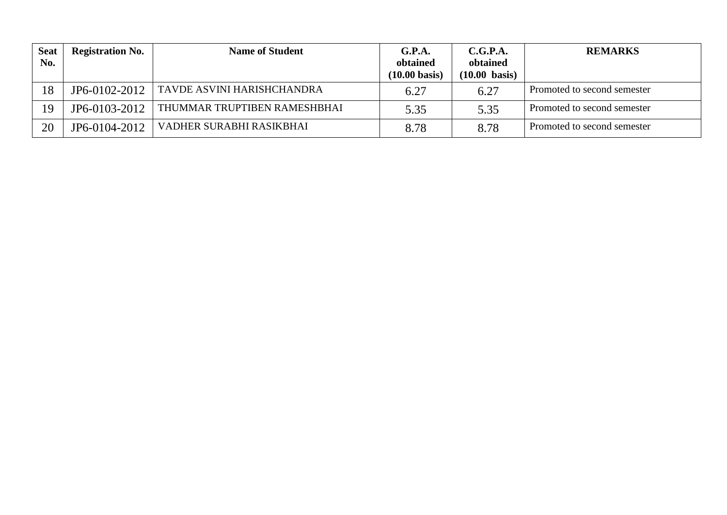| Seat No. | Registration No. | Name of Student | G.P.A. obtained (10.00 basis) | C.G.P.A. obtained (10.00 basis) | REMARKS |
|---|---|---|---|---|---|
| 18 | JP6-0102-2012 | TAVDE ASVINI HARISHCHANDRA | 6.27 | 6.27 | Promoted to second semester |
| 19 | JP6-0103-2012 | THUMMAR TRUPTIBEN RAMESHBHAI | 5.35 | 5.35 | Promoted to second semester |
| 20 | JP6-0104-2012 | VADHER SURABHI RASIKBHAI | 8.78 | 8.78 | Promoted to second semester |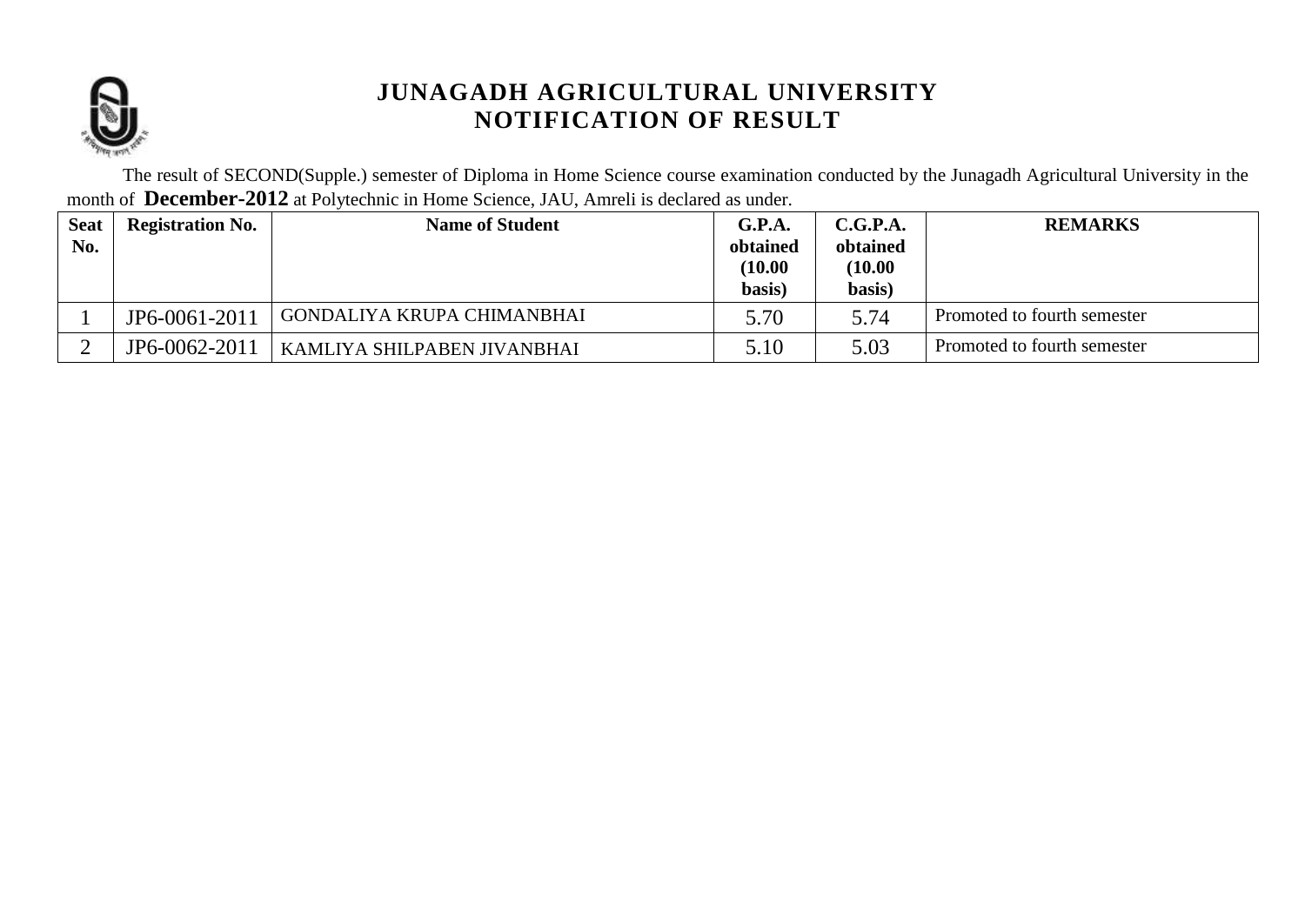# JUNAGADH AGRICULTURAL UNIVERSITY
## NOTIFICATION OF RESULT

The result of SECOND(Supple.) semester of Diploma in Home Science course examination conducted by the Junagadh Agricultural University in the month of **December-2012** at Polytechnic in Home Science, JAU, Amreli is declared as under.

| Seat No. | Registration No. | Name of Student | G.P.A. obtained (10.00 basis) | C.G.P.A. obtained (10.00 basis) | REMARKS |
|---|---|---|---|---|---|
| 1 | JP6-0061-2011 | GONDALIYA KRUPA CHIMANBHAI | 5.70 | 5.74 | Promoted to fourth semester |
| 2 | JP6-0062-2011 | KAMLIYA SHILPABEN JIVANBHAI | 5.10 | 5.03 | Promoted to fourth semester |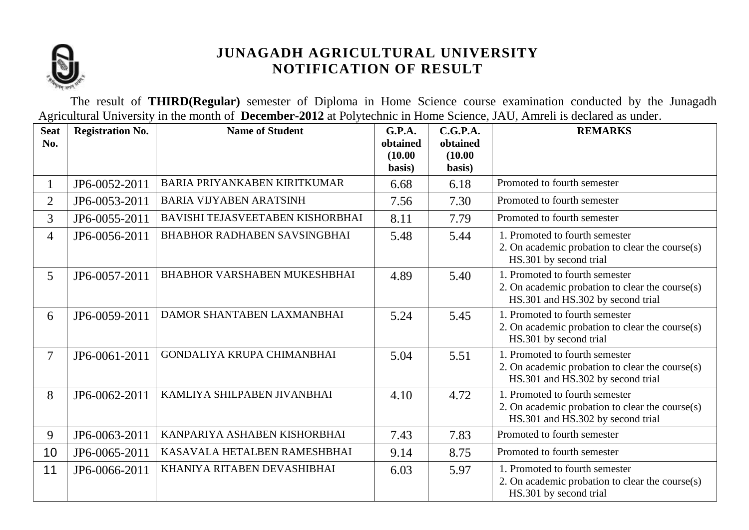# JUNAGADH AGRICULTURAL UNIVERSITY
## NOTIFICATION OF RESULT

The result of **THIRD(Regular)** semester of Diploma in Home Science course examination conducted by the Junagadh Agricultural University in the month of **December-2012** at Polytechnic in Home Science, JAU, Amreli is declared as under.

| Seat No. | Registration No. | Name of Student | G.P.A. obtained (10.00 basis) | C.G.P.A. obtained (10.00 basis) | REMARKS |
|---|---|---|---|---|---|
| 1 | JP6-0052-2011 | BARIA PRIYANKABEN KIRITKUMAR | 6.68 | 6.18 | Promoted to fourth semester |
| 2 | JP6-0053-2011 | BARIA VIJYABEN ARATSINH | 7.56 | 7.30 | Promoted to fourth semester |
| 3 | JP6-0055-2011 | BAVISHI TEJASVEETABEN KISHORBHAI | 8.11 | 7.79 | Promoted to fourth semester |
| 4 | JP6-0056-2011 | BHABHOR RADHABEN SAVSINGBHAI | 5.48 | 5.44 | 1. Promoted to fourth semester<br>2. On academic probation to clear the course(s) HS.301 by second trial |
| 5 | JP6-0057-2011 | BHABHOR VARSHABEN MUKESHBHAI | 4.89 | 5.40 | 1. Promoted to fourth semester<br>2. On academic probation to clear the course(s) HS.301 and HS.302 by second trial |
| 6 | JP6-0059-2011 | DAMOR SHANTABEN LAXMANBHAI | 5.24 | 5.45 | 1. Promoted to fourth semester<br>2. On academic probation to clear the course(s) HS.301 by second trial |
| 7 | JP6-0061-2011 | GONDALIYA KRUPA CHIMANBHAI | 5.04 | 5.51 | 1. Promoted to fourth semester<br>2. On academic probation to clear the course(s) HS.301 and HS.302 by second trial |
| 8 | JP6-0062-2011 | KAMLIYA SHILPABEN JIVANBHAI | 4.10 | 4.72 | 1. Promoted to fourth semester<br>2. On academic probation to clear the course(s) HS.301 and HS.302 by second trial |
| 9 | JP6-0063-2011 | KANPARIYA ASHABEN KISHORBHAI | 7.43 | 7.83 | Promoted to fourth semester |
| 10 | JP6-0065-2011 | KASAVALA HETALBEN RAMESHBHAI | 9.14 | 8.75 | Promoted to fourth semester |
| 11 | JP6-0066-2011 | KHANIYA RITABEN DEVASHIBHAI | 6.03 | 5.97 | 1. Promoted to fourth semester<br>2. On academic probation to clear the course(s) HS.301 by second trial |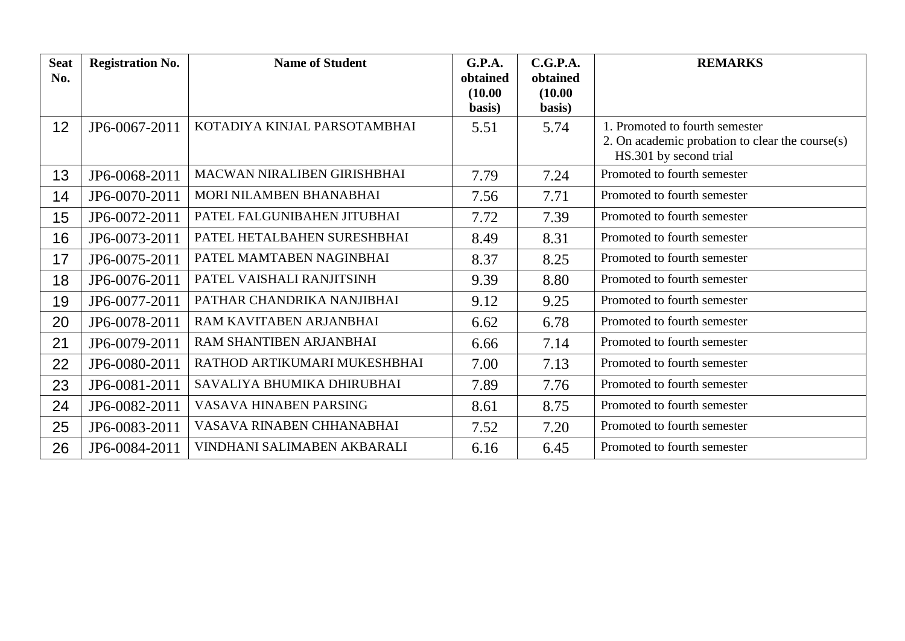| Seat No. | Registration No. | Name of Student | G.P.A. obtained (10.00 basis) | C.G.P.A. obtained (10.00 basis) | REMARKS |
|---|---|---|---|---|---|
| 12 | JP6-0067-2011 | KOTADIYA KINJAL PARSOTAMBHAI | 5.51 | 5.74 | 1. Promoted to fourth semester<br>2. On academic probation to clear the course(s) HS.301 by second trial |
| 13 | JP6-0068-2011 | MACWAN NIRALIBEN GIRISHBHAI | 7.79 | 7.24 | Promoted to fourth semester |
| 14 | JP6-0070-2011 | MORI NILAMBEN BHANABHAI | 7.56 | 7.71 | Promoted to fourth semester |
| 15 | JP6-0072-2011 | PATEL FALGUNIBAHEN JITUBHAI | 7.72 | 7.39 | Promoted to fourth semester |
| 16 | JP6-0073-2011 | PATEL HETALBAHEN SURESHBHAI | 8.49 | 8.31 | Promoted to fourth semester |
| 17 | JP6-0075-2011 | PATEL MAMTABEN NAGINBHAI | 8.37 | 8.25 | Promoted to fourth semester |
| 18 | JP6-0076-2011 | PATEL VAISHALI RANJITSINH | 9.39 | 8.80 | Promoted to fourth semester |
| 19 | JP6-0077-2011 | PATHAR CHANDRIKA NANJIBHAI | 9.12 | 9.25 | Promoted to fourth semester |
| 20 | JP6-0078-2011 | RAM KAVITABEN ARJANBHAI | 6.62 | 6.78 | Promoted to fourth semester |
| 21 | JP6-0079-2011 | RAM SHANTIBEN ARJANBHAI | 6.66 | 7.14 | Promoted to fourth semester |
| 22 | JP6-0080-2011 | RATHOD ARTIKUMARI MUKESHBHAI | 7.00 | 7.13 | Promoted to fourth semester |
| 23 | JP6-0081-2011 | SAVALIYA BHUMIKA DHIRUBHAI | 7.89 | 7.76 | Promoted to fourth semester |
| 24 | JP6-0082-2011 | VASAVA HINABEN PARSING | 8.61 | 8.75 | Promoted to fourth semester |
| 25 | JP6-0083-2011 | VASAVA RINABEN CHHANABHAI | 7.52 | 7.20 | Promoted to fourth semester |
| 26 | JP6-0084-2011 | VINDHANI SALIMABEN AKBARALI | 6.16 | 6.45 | Promoted to fourth semester |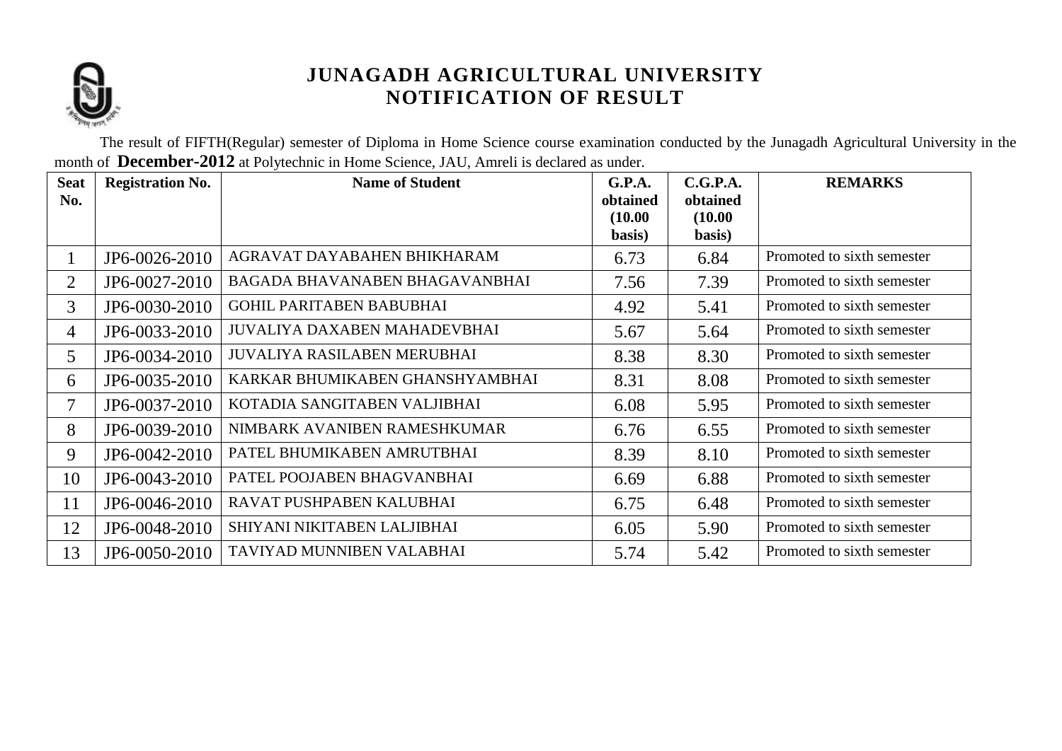# JUNAGADH AGRICULTURAL UNIVERSITY
## NOTIFICATION OF RESULT

The result of FIFTH(Regular) semester of Diploma in Home Science course examination conducted by the Junagadh Agricultural University in the month of **December-2012** at Polytechnic in Home Science, JAU, Amreli is declared as under.

| Seat No. | Registration No. | Name of Student | G.P.A. obtained (10.00 basis) | C.G.P.A. obtained (10.00 basis) | REMARKS |
|---|---|---|---|---|---|
| 1 | JP6-0026-2010 | AGRAVAT DAYABAHEN BHIKHARAM | 6.73 | 6.84 | Promoted to sixth semester |
| 2 | JP6-0027-2010 | BAGADA BHAVANABEN BHAGAVANBHAI | 7.56 | 7.39 | Promoted to sixth semester |
| 3 | JP6-0030-2010 | GOHIL PARITABEN BABUBHAI | 4.92 | 5.41 | Promoted to sixth semester |
| 4 | JP6-0033-2010 | JUVALIYA DAXABEN MAHADEVBHAI | 5.67 | 5.64 | Promoted to sixth semester |
| 5 | JP6-0034-2010 | JUVALIYA RASILABEN MERUBHAI | 8.38 | 8.30 | Promoted to sixth semester |
| 6 | JP6-0035-2010 | KARKAR BHUMIKABEN GHANSHYAMBHAI | 8.31 | 8.08 | Promoted to sixth semester |
| 7 | JP6-0037-2010 | KOTADIA SANGITABEN VALJIBHAI | 6.08 | 5.95 | Promoted to sixth semester |
| 8 | JP6-0039-2010 | NIMBARK AVANIBEN RAMESHKUMAR | 6.76 | 6.55 | Promoted to sixth semester |
| 9 | JP6-0042-2010 | PATEL BHUMIKABEN AMRUTBHAI | 8.39 | 8.10 | Promoted to sixth semester |
| 10 | JP6-0043-2010 | PATEL POOJABEN BHAGVANBHAI | 6.69 | 6.88 | Promoted to sixth semester |
| 11 | JP6-0046-2010 | RAVAT PUSHPABEN KALUBHAI | 6.75 | 6.48 | Promoted to sixth semester |
| 12 | JP6-0048-2010 | SHIYANI NIKITABEN LALJIBHAI | 6.05 | 5.90 | Promoted to sixth semester |
| 13 | JP6-0050-2010 | TAVIYAD MUNNIBEN VALABHAI | 5.74 | 5.42 | Promoted to sixth semester |